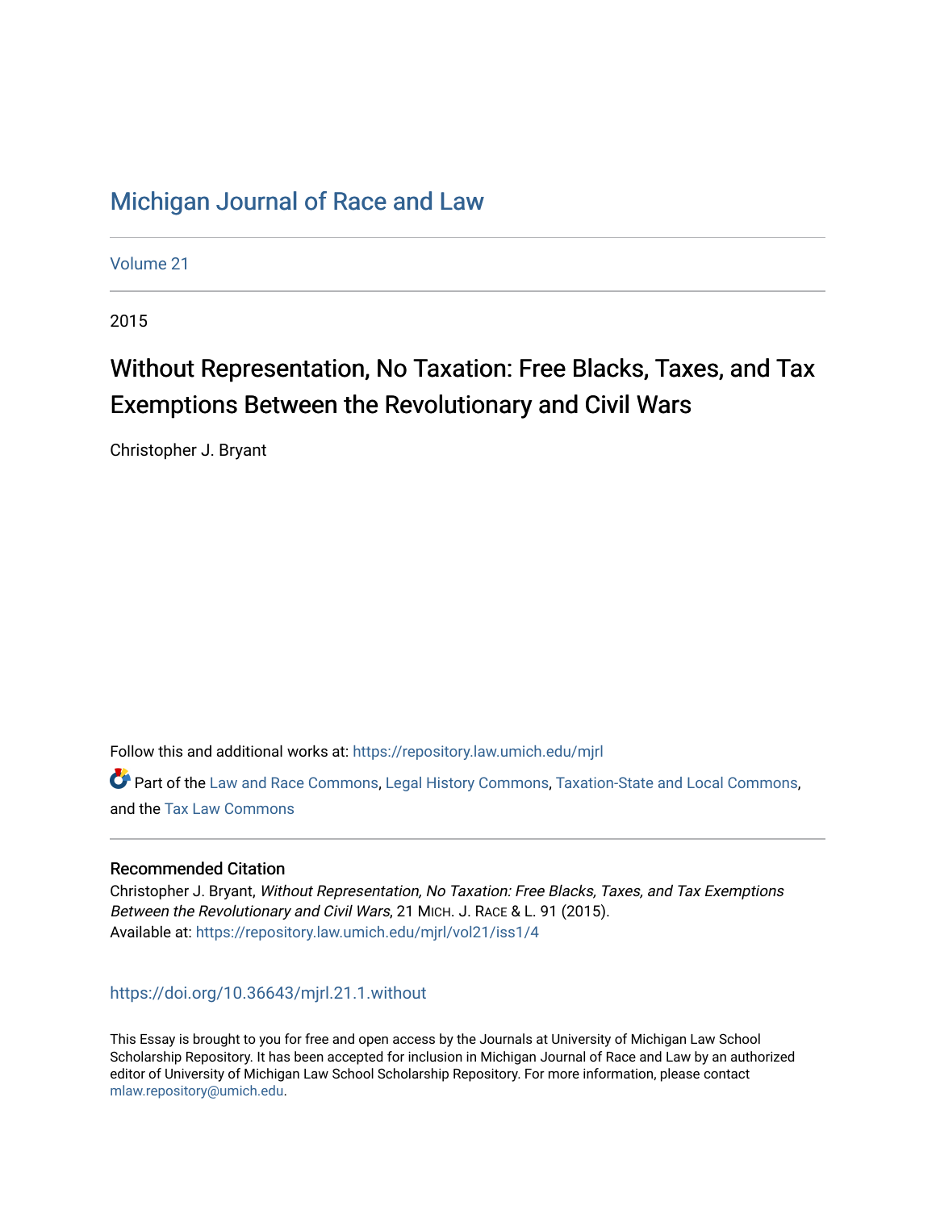# Michigan Journal of Race and Law

Volume 21

2015

## Without Representation, No Taxation: Free Blacks, Taxes, and Tax Exemptions Between the Revolutionary and Civil Wars

Christopher J. Bryant

Follow this and additional works at: https://repository.law.umich.edu/mjrl

Part of the Law and Race Commons, Legal History Commons, Taxation-State and Local Commons, and the Tax Law Commons

### Recommended Citation

Christopher J. Bryant, *Without Representation, No Taxation: Free Blacks, Taxes, and Tax Exemptions Between the Revolutionary and Civil Wars*, 21 MICH. J. RACE & L. 91 (2015).
Available at: https://repository.law.umich.edu/mjrl/vol21/iss1/4

https://doi.org/10.36643/mjrl.21.1.without

This Essay is brought to you for free and open access by the Journals at University of Michigan Law School Scholarship Repository. It has been accepted for inclusion in Michigan Journal of Race and Law by an authorized editor of University of Michigan Law School Scholarship Repository. For more information, please contact mlaw.repository@umich.edu.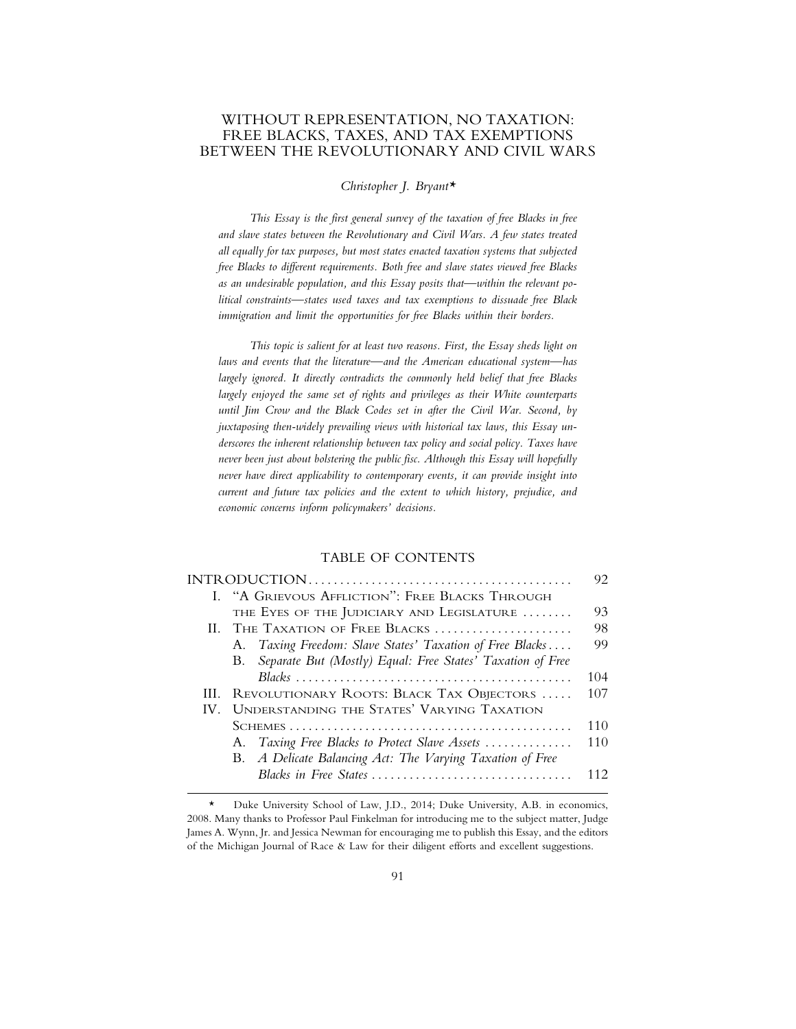# WITHOUT REPRESENTATION, NO TAXATION: FREE BLACKS, TAXES, AND TAX EXEMPTIONS BETWEEN THE REVOLUTIONARY AND CIVIL WARS

*Christopher J. Bryant*\*

*This Essay is the first general survey of the taxation of free Blacks in free and slave states between the Revolutionary and Civil Wars. A few states treated all equally for tax purposes, but most states enacted taxation systems that subjected free Blacks to different requirements. Both free and slave states viewed free Blacks as an undesirable population, and this Essay posits that—within the relevant political constraints—states used taxes and tax exemptions to dissuade free Black immigration and limit the opportunities for free Blacks within their borders.*

*This topic is salient for at least two reasons. First, the Essay sheds light on laws and events that the literature—and the American educational system—has largely ignored. It directly contradicts the commonly held belief that free Blacks largely enjoyed the same set of rights and privileges as their White counterparts until Jim Crow and the Black Codes set in after the Civil War. Second, by juxtaposing then-widely prevailing views with historical tax laws, this Essay underscores the inherent relationship between tax policy and social policy. Taxes have never been just about bolstering the public fisc. Although this Essay will hopefully never have direct applicability to contemporary events, it can provide insight into current and future tax policies and the extent to which history, prejudice, and economic concerns inform policymakers' decisions.*

## TABLE OF CONTENTS

| | |
|---|---|
| INTRODUCTION | 92 |
| I. "A GRIEVOUS AFFLICTION": FREE BLACKS THROUGH THE EYES OF THE JUDICIARY AND LEGISLATURE | 93 |
| II. THE TAXATION OF FREE BLACKS | 98 |
| A. *Taxing Freedom: Slave States' Taxation of Free Blacks* | 99 |
| B. *Separate But (Mostly) Equal: Free States' Taxation of Free Blacks* | 104 |
| III. REVOLUTIONARY ROOTS: BLACK TAX OBJECTORS | 107 |
| IV. UNDERSTANDING THE STATES' VARYING TAXATION SCHEMES | 110 |
| A. *Taxing Free Blacks to Protect Slave Assets* | 110 |
| B. *A Delicate Balancing Act: The Varying Taxation of Free Blacks in Free States* | 112 |

\* Duke University School of Law, J.D., 2014; Duke University, A.B. in economics, 2008. Many thanks to Professor Paul Finkelman for introducing me to the subject matter, Judge James A. Wynn, Jr. and Jessica Newman for encouraging me to publish this Essay, and the editors of the Michigan Journal of Race & Law for their diligent efforts and excellent suggestions.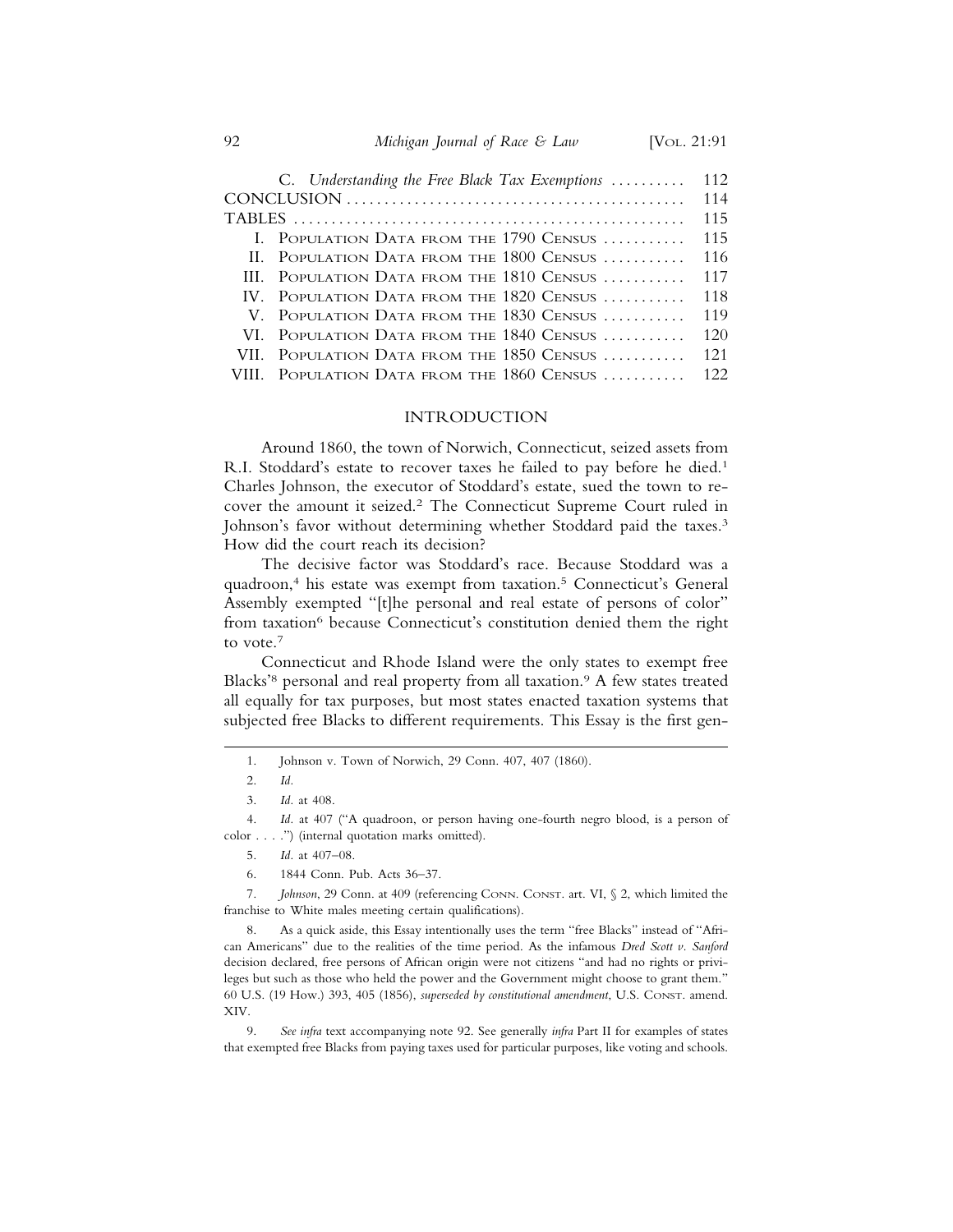| | | |
|---|---|---|
| | C. *Understanding the Free Black Tax Exemptions* | 112 |
| CONCLUSION | | 114 |
| TABLES | | 115 |
| I. | Population Data from the 1790 Census | 115 |
| II. | Population Data from the 1800 Census | 116 |
| III. | Population Data from the 1810 Census | 117 |
| IV. | Population Data from the 1820 Census | 118 |
| V. | Population Data from the 1830 Census | 119 |
| VI. | Population Data from the 1840 Census | 120 |
| VII. | Population Data from the 1850 Census | 121 |
| VIII. | Population Data from the 1860 Census | 122 |

## INTRODUCTION

Around 1860, the town of Norwich, Connecticut, seized assets from R.I. Stoddard's estate to recover taxes he failed to pay before he died.[1] Charles Johnson, the executor of Stoddard's estate, sued the town to recover the amount it seized.[2] The Connecticut Supreme Court ruled in Johnson's favor without determining whether Stoddard paid the taxes.[3] How did the court reach its decision?

The decisive factor was Stoddard's race. Because Stoddard was a quadroon,[4] his estate was exempt from taxation.[5] Connecticut's General Assembly exempted "[t]he personal and real estate of persons of color" from taxation[6] because Connecticut's constitution denied them the right to vote.[7]

Connecticut and Rhode Island were the only states to exempt free Blacks'[8] personal and real property from all taxation.[9] A few states treated all equally for tax purposes, but most states enacted taxation systems that subjected free Blacks to different requirements. This Essay is the first gen-

---

1. Johnson v. Town of Norwich, 29 Conn. 407, 407 (1860).

2. *Id.*

3. *Id.* at 408.

4. *Id.* at 407 ("A quadroon, or person having one-fourth negro blood, is a person of color . . . .") (internal quotation marks omitted).

5. *Id.* at 407–08.

6. 1844 Conn. Pub. Acts 36–37.

7. *Johnson*, 29 Conn. at 409 (referencing Conn. Const. art. VI, § 2, which limited the franchise to White males meeting certain qualifications).

8. As a quick aside, this Essay intentionally uses the term "free Blacks" instead of "African Americans" due to the realities of the time period. As the infamous *Dred Scott v. Sanford* decision declared, free persons of African origin were not citizens "and had no rights or privileges but such as those who held the power and the Government might choose to grant them." 60 U.S. (19 How.) 393, 405 (1856), *superseded by constitutional amendment*, U.S. Const. amend. XIV.

9. *See infra* text accompanying note 92. See generally *infra* Part II for examples of states that exempted free Blacks from paying taxes used for particular purposes, like voting and schools.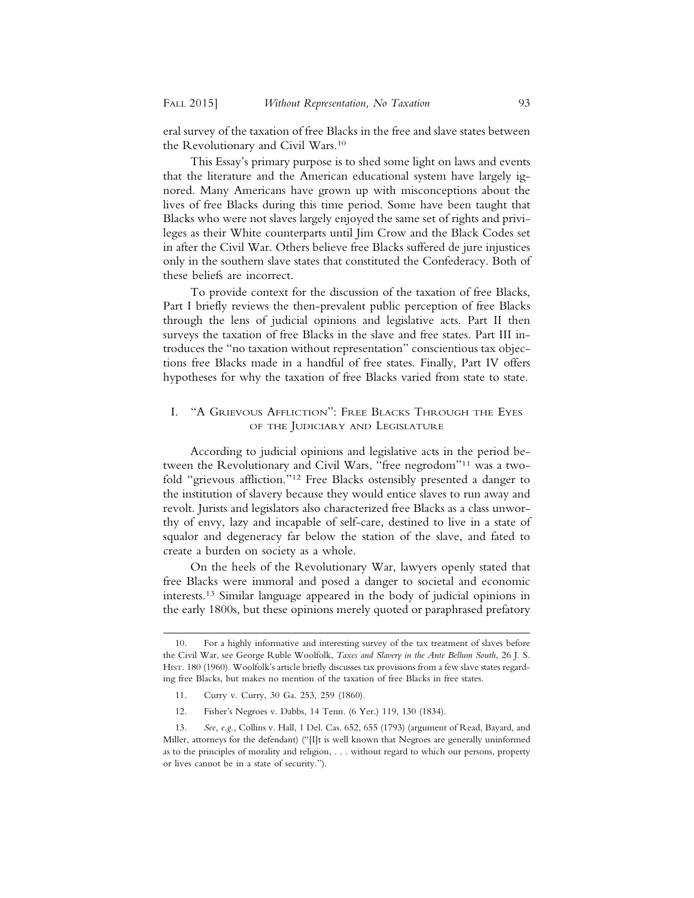eral survey of the taxation of free Blacks in the free and slave states between the Revolutionary and Civil Wars.[10]

This Essay's primary purpose is to shed some light on laws and events that the literature and the American educational system have largely ignored. Many Americans have grown up with misconceptions about the lives of free Blacks during this time period. Some have been taught that Blacks who were not slaves largely enjoyed the same set of rights and privileges as their White counterparts until Jim Crow and the Black Codes set in after the Civil War. Others believe free Blacks suffered de jure injustices only in the southern slave states that constituted the Confederacy. Both of these beliefs are incorrect.

To provide context for the discussion of the taxation of free Blacks, Part I briefly reviews the then-prevalent public perception of free Blacks through the lens of judicial opinions and legislative acts. Part II then surveys the taxation of free Blacks in the slave and free states. Part III introduces the "no taxation without representation" conscientious tax objections free Blacks made in a handful of free states. Finally, Part IV offers hypotheses for why the taxation of free Blacks varied from state to state.

## I. "A Grievous Affliction": Free Blacks Through the Eyes of the Judiciary and Legislature

According to judicial opinions and legislative acts in the period between the Revolutionary and Civil Wars, "free negrodom"[11] was a two-fold "grievous affliction."[12] Free Blacks ostensibly presented a danger to the institution of slavery because they would entice slaves to run away and revolt. Jurists and legislators also characterized free Blacks as a class unworthy of envy, lazy and incapable of self-care, destined to live in a state of squalor and degeneracy far below the station of the slave, and fated to create a burden on society as a whole.

On the heels of the Revolutionary War, lawyers openly stated that free Blacks were immoral and posed a danger to societal and economic interests.[13] Similar language appeared in the body of judicial opinions in the early 1800s, but these opinions merely quoted or paraphrased prefatory

---

10. For a highly informative and interesting survey of the tax treatment of slaves before the Civil War, see George Ruble Woolfolk, *Taxes and Slavery in the Ante Bellum South*, 26 J. S. Hist. 180 (1960). Woolfolk's article briefly discusses tax provisions from a few slave states regarding free Blacks, but makes no mention of the taxation of free Blacks in free states.

11. Curry v. Curry, 30 Ga. 253, 259 (1860).

12. Fisher's Negroes v. Dabbs, 14 Tenn. (6 Yer.) 119, 130 (1834).

13. *See, e.g.*, Collins v. Hall, 1 Del. Cas. 652, 655 (1793) (argument of Read, Bayard, and Miller, attorneys for the defendant) ("[I]t is well known that Negroes are generally uninformed as to the principles of morality and religion, . . . without regard to which our persons, property or lives cannot be in a state of security.").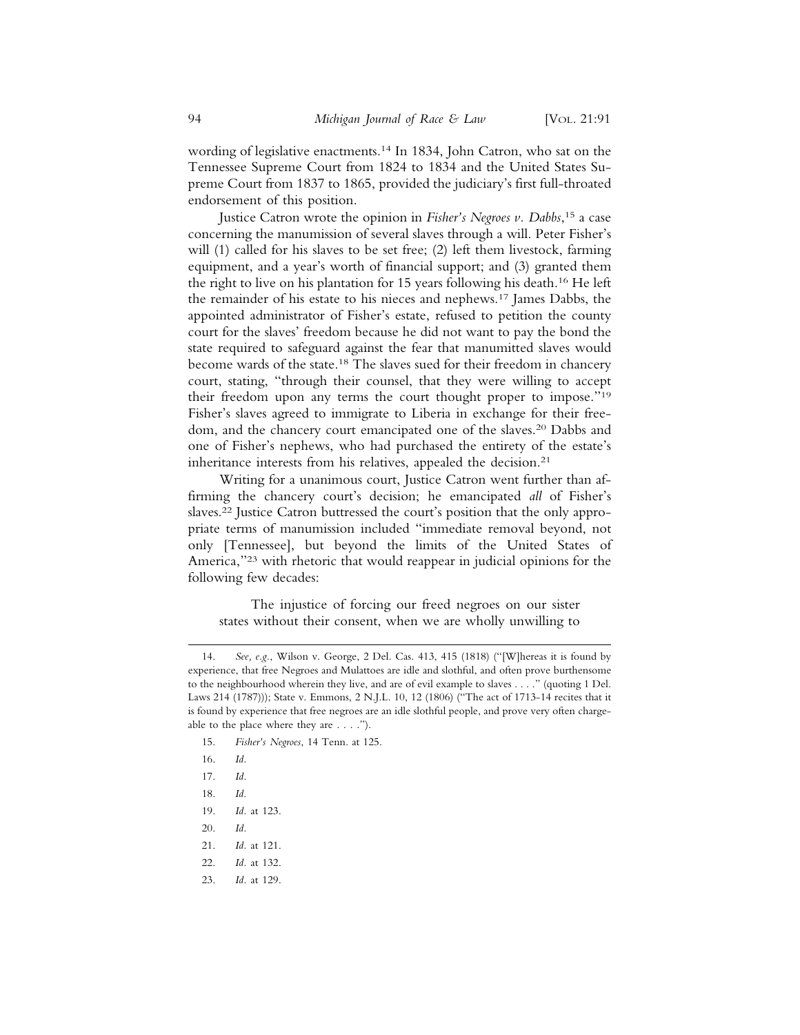wording of legislative enactments.[14] In 1834, John Catron, who sat on the Tennessee Supreme Court from 1824 to 1834 and the United States Supreme Court from 1837 to 1865, provided the judiciary's first full-throated endorsement of this position.

Justice Catron wrote the opinion in *Fisher's Negroes v. Dabbs*,[15] a case concerning the manumission of several slaves through a will. Peter Fisher's will (1) called for his slaves to be set free; (2) left them livestock, farming equipment, and a year's worth of financial support; and (3) granted them the right to live on his plantation for 15 years following his death.[16] He left the remainder of his estate to his nieces and nephews.[17] James Dabbs, the appointed administrator of Fisher's estate, refused to petition the county court for the slaves' freedom because he did not want to pay the bond the state required to safeguard against the fear that manumitted slaves would become wards of the state.[18] The slaves sued for their freedom in chancery court, stating, "through their counsel, that they were willing to accept their freedom upon any terms the court thought proper to impose."[19] Fisher's slaves agreed to immigrate to Liberia in exchange for their freedom, and the chancery court emancipated one of the slaves.[20] Dabbs and one of Fisher's nephews, who had purchased the entirety of the estate's inheritance interests from his relatives, appealed the decision.[21]

Writing for a unanimous court, Justice Catron went further than affirming the chancery court's decision; he emancipated *all* of Fisher's slaves.[22] Justice Catron buttressed the court's position that the only appropriate terms of manumission included "immediate removal beyond, not only [Tennessee], but beyond the limits of the United States of America,"[23] with rhetoric that would reappear in judicial opinions for the following few decades:

> The injustice of forcing our freed negroes on our sister states without their consent, when we are wholly unwilling to

---

14. *See, e.g.*, Wilson v. George, 2 Del. Cas. 413, 415 (1818) ("[W]hereas it is found by experience, that free Negroes and Mulattoes are idle and slothful, and often prove burthensome to the neighbourhood wherein they live, and are of evil example to slaves . . . ." (quoting 1 Del. Laws 214 (1787))); State v. Emmons, 2 N.J.L. 10, 12 (1806) ("The act of 1713-14 recites that it is found by experience that free negroes are an idle slothful people, and prove very often chargeable to the place where they are . . . .").

15. *Fisher's Negroes*, 14 Tenn. at 125.

16. *Id.*

17. *Id.*

18. *Id.*

19. *Id.* at 123.

20. *Id.*

21. *Id.* at 121.

22. *Id.* at 132.

23. *Id.* at 129.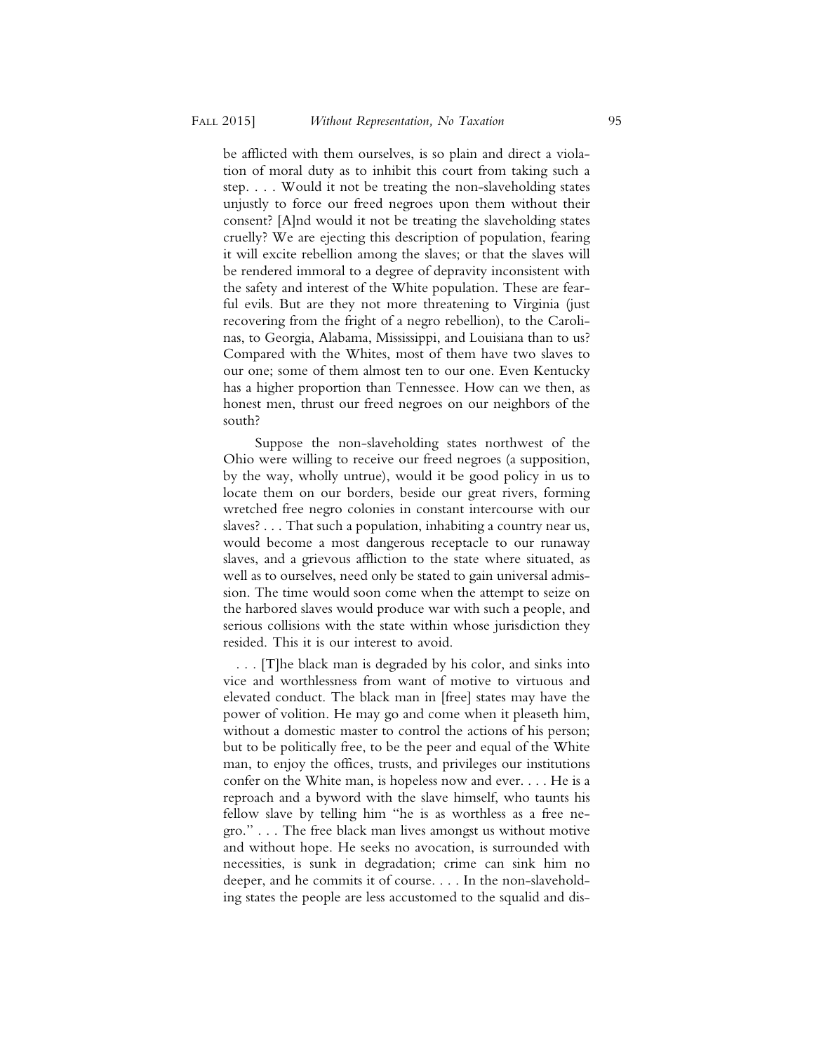be afflicted with them ourselves, is so plain and direct a violation of moral duty as to inhibit this court from taking such a step. . . . Would it not be treating the non-slaveholding states unjustly to force our freed negroes upon them without their consent? [A]nd would it not be treating the slaveholding states cruelly? We are ejecting this description of population, fearing it will excite rebellion among the slaves; or that the slaves will be rendered immoral to a degree of depravity inconsistent with the safety and interest of the White population. These are fearful evils. But are they not more threatening to Virginia (just recovering from the fright of a negro rebellion), to the Carolinas, to Georgia, Alabama, Mississippi, and Louisiana than to us? Compared with the Whites, most of them have two slaves to our one; some of them almost ten to our one. Even Kentucky has a higher proportion than Tennessee. How can we then, as honest men, thrust our freed negroes on our neighbors of the south?

Suppose the non-slaveholding states northwest of the Ohio were willing to receive our freed negroes (a supposition, by the way, wholly untrue), would it be good policy in us to locate them on our borders, beside our great rivers, forming wretched free negro colonies in constant intercourse with our slaves? . . . That such a population, inhabiting a country near us, would become a most dangerous receptacle to our runaway slaves, and a grievous affliction to the state where situated, as well as to ourselves, need only be stated to gain universal admission. The time would soon come when the attempt to seize on the harbored slaves would produce war with such a people, and serious collisions with the state within whose jurisdiction they resided. This it is our interest to avoid.

. . . [T]he black man is degraded by his color, and sinks into vice and worthlessness from want of motive to virtuous and elevated conduct. The black man in [free] states may have the power of volition. He may go and come when it pleaseth him, without a domestic master to control the actions of his person; but to be politically free, to be the peer and equal of the White man, to enjoy the offices, trusts, and privileges our institutions confer on the White man, is hopeless now and ever. . . . He is a reproach and a byword with the slave himself, who taunts his fellow slave by telling him "he is as worthless as a free negro." . . . The free black man lives amongst us without motive and without hope. He seeks no avocation, is surrounded with necessities, is sunk in degradation; crime can sink him no deeper, and he commits it of course. . . . In the non-slaveholding states the people are less accustomed to the squalid and dis-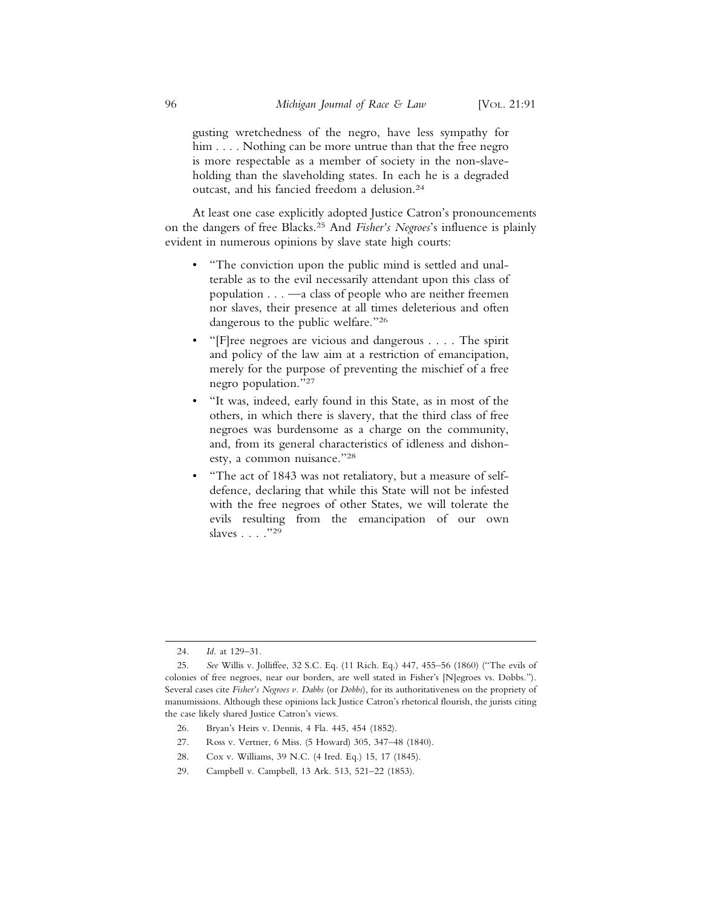gusting wretchedness of the negro, have less sympathy for him . . . . Nothing can be more untrue than that the free negro is more respectable as a member of society in the non-slaveholding than the slaveholding states. In each he is a degraded outcast, and his fancied freedom a delusion.[24]

At least one case explicitly adopted Justice Catron's pronouncements on the dangers of free Blacks.[25] And *Fisher's Negroes*'s influence is plainly evident in numerous opinions by slave state high courts:

- "The conviction upon the public mind is settled and unalterable as to the evil necessarily attendant upon this class of population . . . —a class of people who are neither freemen nor slaves, their presence at all times deleterious and often dangerous to the public welfare."[26]
- "[F]ree negroes are vicious and dangerous . . . . The spirit and policy of the law aim at a restriction of emancipation, merely for the purpose of preventing the mischief of a free negro population."[27]
- "It was, indeed, early found in this State, as in most of the others, in which there is slavery, that the third class of free negroes was burdensome as a charge on the community, and, from its general characteristics of idleness and dishonesty, a common nuisance."[28]
- "The act of 1843 was not retaliatory, but a measure of self-defence, declaring that while this State will not be infested with the free negroes of other States, we will tolerate the evils resulting from the emancipation of our own slaves . . . ."[29]

---

24. *Id.* at 129–31.

25. *See* Willis v. Jolliffee, 32 S.C. Eq. (11 Rich. Eq.) 447, 455–56 (1860) ("The evils of colonies of free negroes, near our borders, are well stated in Fisher's [N]egroes vs. Dobbs."). Several cases cite *Fisher's Negroes v. Dabbs* (or *Dobbs*), for its authoritativeness on the propriety of manumissions. Although these opinions lack Justice Catron's rhetorical flourish, the jurists citing the case likely shared Justice Catron's views.

26. Bryan's Heirs v. Dennis, 4 Fla. 445, 454 (1852).

27. Ross v. Vertner, 6 Miss. (5 Howard) 305, 347–48 (1840).

28. Cox v. Williams, 39 N.C. (4 Ired. Eq.) 15, 17 (1845).

29. Campbell v. Campbell, 13 Ark. 513, 521–22 (1853).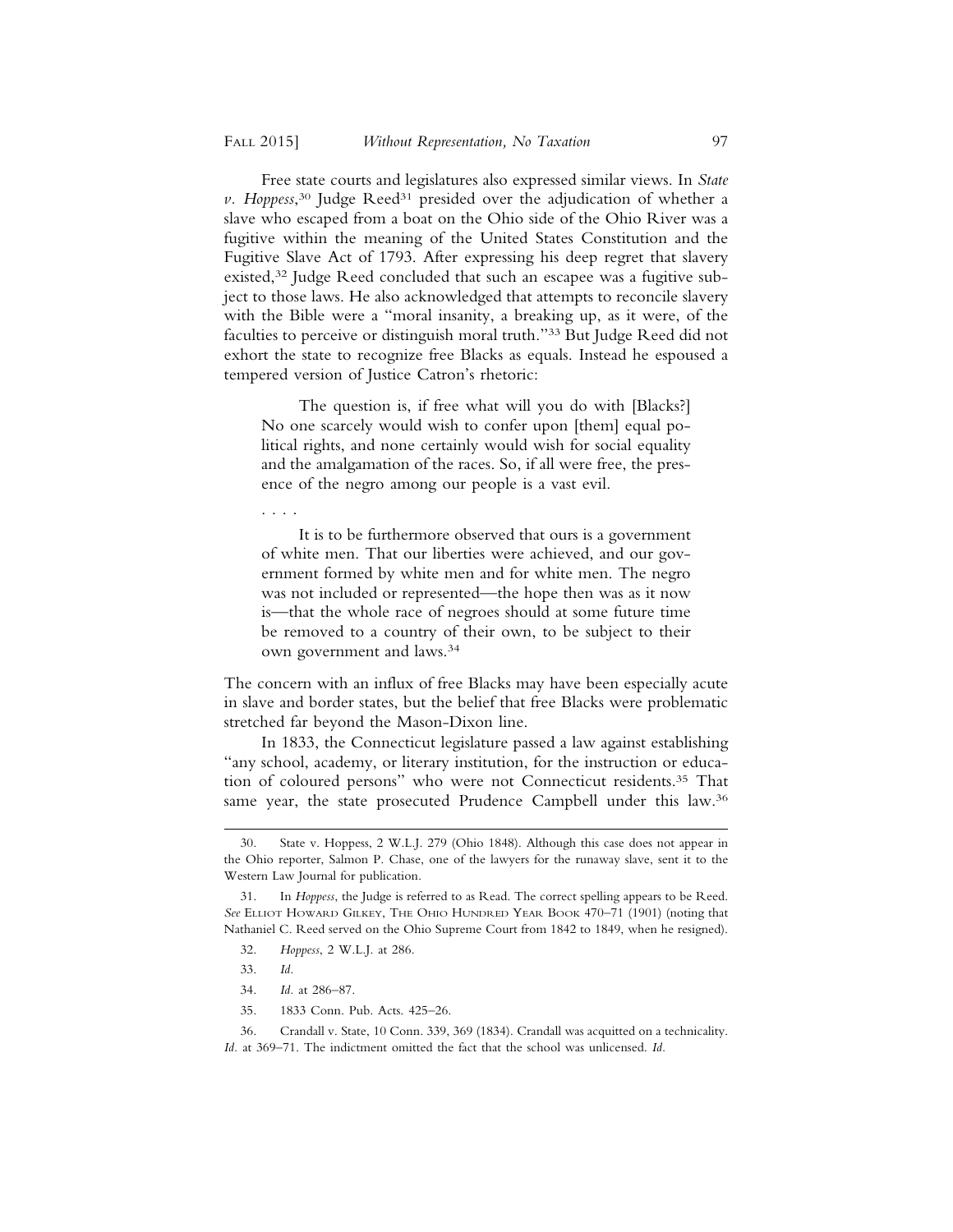Free state courts and legislatures also expressed similar views. In *State v. Hoppess*,[30] Judge Reed[31] presided over the adjudication of whether a slave who escaped from a boat on the Ohio side of the Ohio River was a fugitive within the meaning of the United States Constitution and the Fugitive Slave Act of 1793. After expressing his deep regret that slavery existed,[32] Judge Reed concluded that such an escapee was a fugitive subject to those laws. He also acknowledged that attempts to reconcile slavery with the Bible were a "moral insanity, a breaking up, as it were, of the faculties to perceive or distinguish moral truth."[33] But Judge Reed did not exhort the state to recognize free Blacks as equals. Instead he espoused a tempered version of Justice Catron's rhetoric:

> The question is, if free what will you do with [Blacks?] No one scarcely would wish to confer upon [them] equal political rights, and none certainly would wish for social equality and the amalgamation of the races. So, if all were free, the presence of the negro among our people is a vast evil.
>
> . . . .
>
> It is to be furthermore observed that ours is a government of white men. That our liberties were achieved, and our government formed by white men and for white men. The negro was not included or represented—the hope then was as it now is—that the whole race of negroes should at some future time be removed to a country of their own, to be subject to their own government and laws.[34]

The concern with an influx of free Blacks may have been especially acute in slave and border states, but the belief that free Blacks were problematic stretched far beyond the Mason-Dixon line.

In 1833, the Connecticut legislature passed a law against establishing "any school, academy, or literary institution, for the instruction or education of coloured persons" who were not Connecticut residents.[35] That same year, the state prosecuted Prudence Campbell under this law.[36]

---

30. State v. Hoppess, 2 W.L.J. 279 (Ohio 1848). Although this case does not appear in the Ohio reporter, Salmon P. Chase, one of the lawyers for the runaway slave, sent it to the Western Law Journal for publication.

31. In *Hoppess*, the Judge is referred to as Read. The correct spelling appears to be Reed. *See* Elliot Howard Gilkey, The Ohio Hundred Year Book 470–71 (1901) (noting that Nathaniel C. Reed served on the Ohio Supreme Court from 1842 to 1849, when he resigned).

32. *Hoppess*, 2 W.L.J. at 286.

33. *Id.*

34. *Id.* at 286–87.

35. 1833 Conn. Pub. Acts. 425–26.

36. Crandall v. State, 10 Conn. 339, 369 (1834). Crandall was acquitted on a technicality. *Id.* at 369–71. The indictment omitted the fact that the school was unlicensed. *Id.*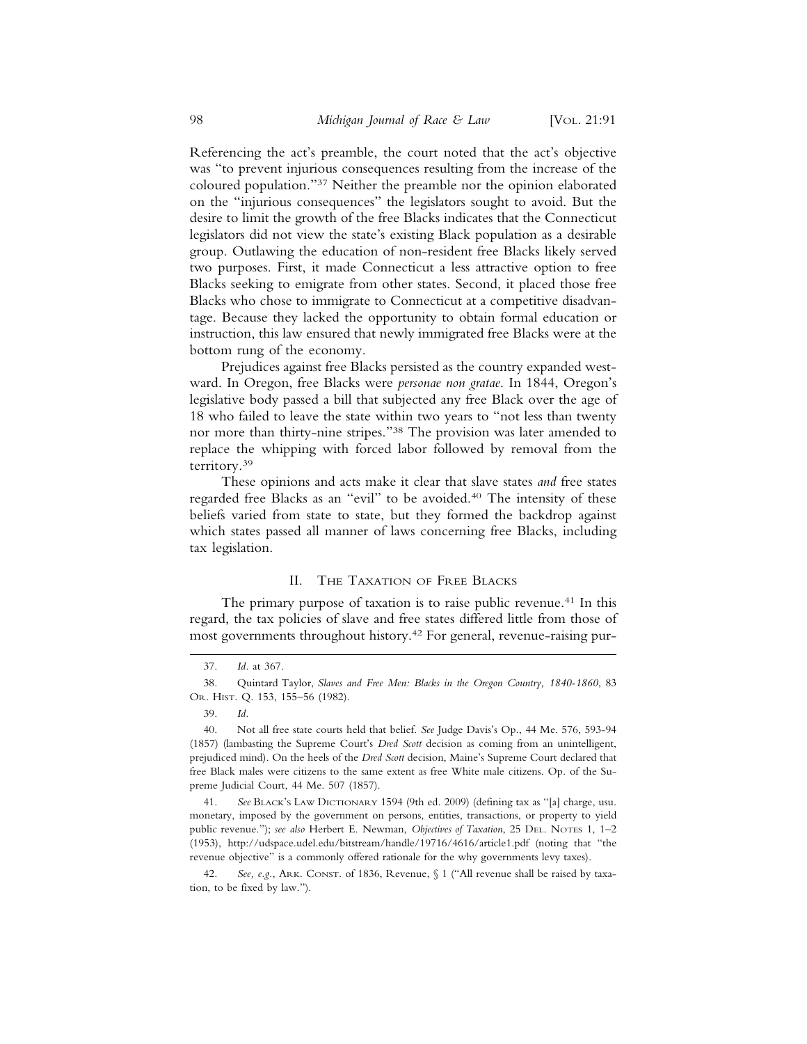Referencing the act's preamble, the court noted that the act's objective was "to prevent injurious consequences resulting from the increase of the coloured population."[37] Neither the preamble nor the opinion elaborated on the "injurious consequences" the legislators sought to avoid. But the desire to limit the growth of the free Blacks indicates that the Connecticut legislators did not view the state's existing Black population as a desirable group. Outlawing the education of non-resident free Blacks likely served two purposes. First, it made Connecticut a less attractive option to free Blacks seeking to emigrate from other states. Second, it placed those free Blacks who chose to immigrate to Connecticut at a competitive disadvantage. Because they lacked the opportunity to obtain formal education or instruction, this law ensured that newly immigrated free Blacks were at the bottom rung of the economy.

Prejudices against free Blacks persisted as the country expanded westward. In Oregon, free Blacks were *personae non gratae*. In 1844, Oregon's legislative body passed a bill that subjected any free Black over the age of 18 who failed to leave the state within two years to "not less than twenty nor more than thirty-nine stripes."[38] The provision was later amended to replace the whipping with forced labor followed by removal from the territory.[39]

These opinions and acts make it clear that slave states *and* free states regarded free Blacks as an "evil" to be avoided.[40] The intensity of these beliefs varied from state to state, but they formed the backdrop against which states passed all manner of laws concerning free Blacks, including tax legislation.

## II. The Taxation of Free Blacks

The primary purpose of taxation is to raise public revenue.[41] In this regard, the tax policies of slave and free states differed little from those of most governments throughout history.[42] For general, revenue-raising pur-

---

37. *Id.* at 367.

38. Quintard Taylor, *Slaves and Free Men: Blacks in the Oregon Country, 1840-1860*, 83 Or. Hist. Q. 153, 155–56 (1982).

39. *Id.*

40. Not all free state courts held that belief. *See* Judge Davis's Op., 44 Me. 576, 593-94 (1857) (lambasting the Supreme Court's *Dred Scott* decision as coming from an unintelligent, prejudiced mind). On the heels of the *Dred Scott* decision, Maine's Supreme Court declared that free Black males were citizens to the same extent as free White male citizens. Op. of the Supreme Judicial Court, 44 Me. 507 (1857).

41. *See* Black's Law Dictionary 1594 (9th ed. 2009) (defining tax as "[a] charge, usu. monetary, imposed by the government on persons, entities, transactions, or property to yield public revenue."); *see also* Herbert E. Newman, *Objectives of Taxation*, 25 Del. Notes 1, 1–2 (1953), http://udspace.udel.edu/bitstream/handle/19716/4616/article1.pdf (noting that "the revenue objective" is a commonly offered rationale for the why governments levy taxes).

42. *See, e.g.*, Ark. Const. of 1836, Revenue, § 1 ("All revenue shall be raised by taxation, to be fixed by law.").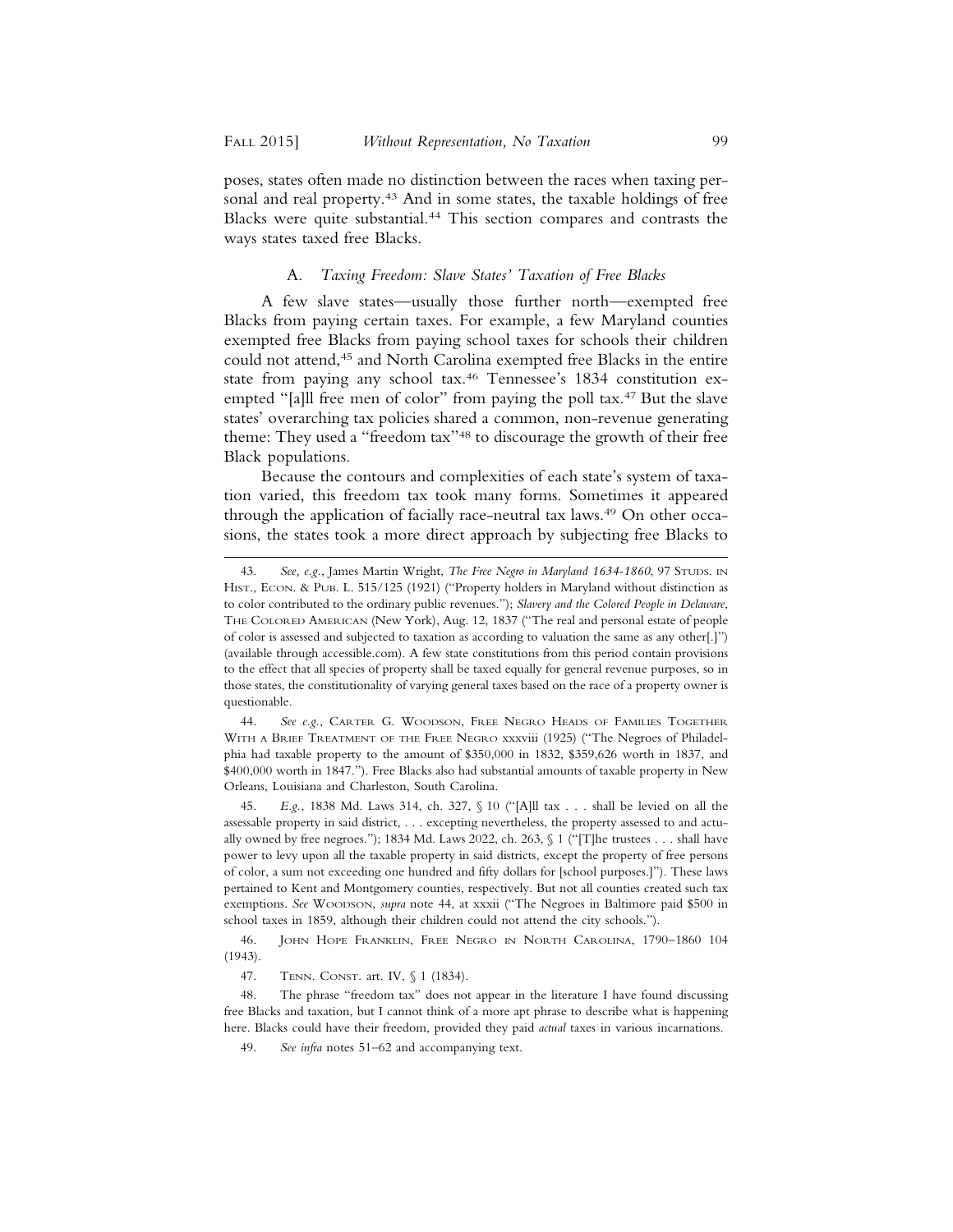poses, states often made no distinction between the races when taxing personal and real property.[43] And in some states, the taxable holdings of free Blacks were quite substantial.[44] This section compares and contrasts the ways states taxed free Blacks.

### A. *Taxing Freedom: Slave States' Taxation of Free Blacks*

A few slave states—usually those further north—exempted free Blacks from paying certain taxes. For example, a few Maryland counties exempted free Blacks from paying school taxes for schools their children could not attend,[45] and North Carolina exempted free Blacks in the entire state from paying any school tax.[46] Tennessee's 1834 constitution exempted "[a]ll free men of color" from paying the poll tax.[47] But the slave states' overarching tax policies shared a common, non-revenue generating theme: They used a "freedom tax"[48] to discourage the growth of their free Black populations.

Because the contours and complexities of each state's system of taxation varied, this freedom tax took many forms. Sometimes it appeared through the application of facially race-neutral tax laws.[49] On other occasions, the states took a more direct approach by subjecting free Blacks to

---

43. *See, e.g.*, James Martin Wright, *The Free Negro in Maryland 1634-1860*, 97 Studs. in Hist., Econ. & Pub. L. 515/125 (1921) ("Property holders in Maryland without distinction as to color contributed to the ordinary public revenues."); *Slavery and the Colored People in Delaware*, The Colored American (New York), Aug. 12, 1837 ("The real and personal estate of people of color is assessed and subjected to taxation as according to valuation the same as any other[.]") (available through accessible.com). A few state constitutions from this period contain provisions to the effect that all species of property shall be taxed equally for general revenue purposes, so in those states, the constitutionality of varying general taxes based on the race of a property owner is questionable.

44. *See e.g.*, Carter G. Woodson, Free Negro Heads of Families Together With a Brief Treatment of the Free Negro xxxviii (1925) ("The Negroes of Philadelphia had taxable property to the amount of $350,000 in 1832, $359,626 worth in 1837, and $400,000 worth in 1847."). Free Blacks also had substantial amounts of taxable property in New Orleans, Louisiana and Charleston, South Carolina.

45. *E.g.*, 1838 Md. Laws 314, ch. 327, § 10 ("[A]ll tax . . . shall be levied on all the assessable property in said district, . . . excepting nevertheless, the property assessed to and actually owned by free negroes."); 1834 Md. Laws 2022, ch. 263, § 1 ("[T]he trustees . . . shall have power to levy upon all the taxable property in said districts, except the property of free persons of color, a sum not exceeding one hundred and fifty dollars for [school purposes.]"). These laws pertained to Kent and Montgomery counties, respectively. But not all counties created such tax exemptions. *See* Woodson, *supra* note 44, at xxxii ("The Negroes in Baltimore paid $500 in school taxes in 1859, although their children could not attend the city schools.").

46. John Hope Franklin, Free Negro in North Carolina, 1790–1860 104 (1943).

47. Tenn. Const. art. IV, § 1 (1834).

48. The phrase "freedom tax" does not appear in the literature I have found discussing free Blacks and taxation, but I cannot think of a more apt phrase to describe what is happening here. Blacks could have their freedom, provided they paid *actual* taxes in various incarnations.

49. *See infra* notes 51–62 and accompanying text.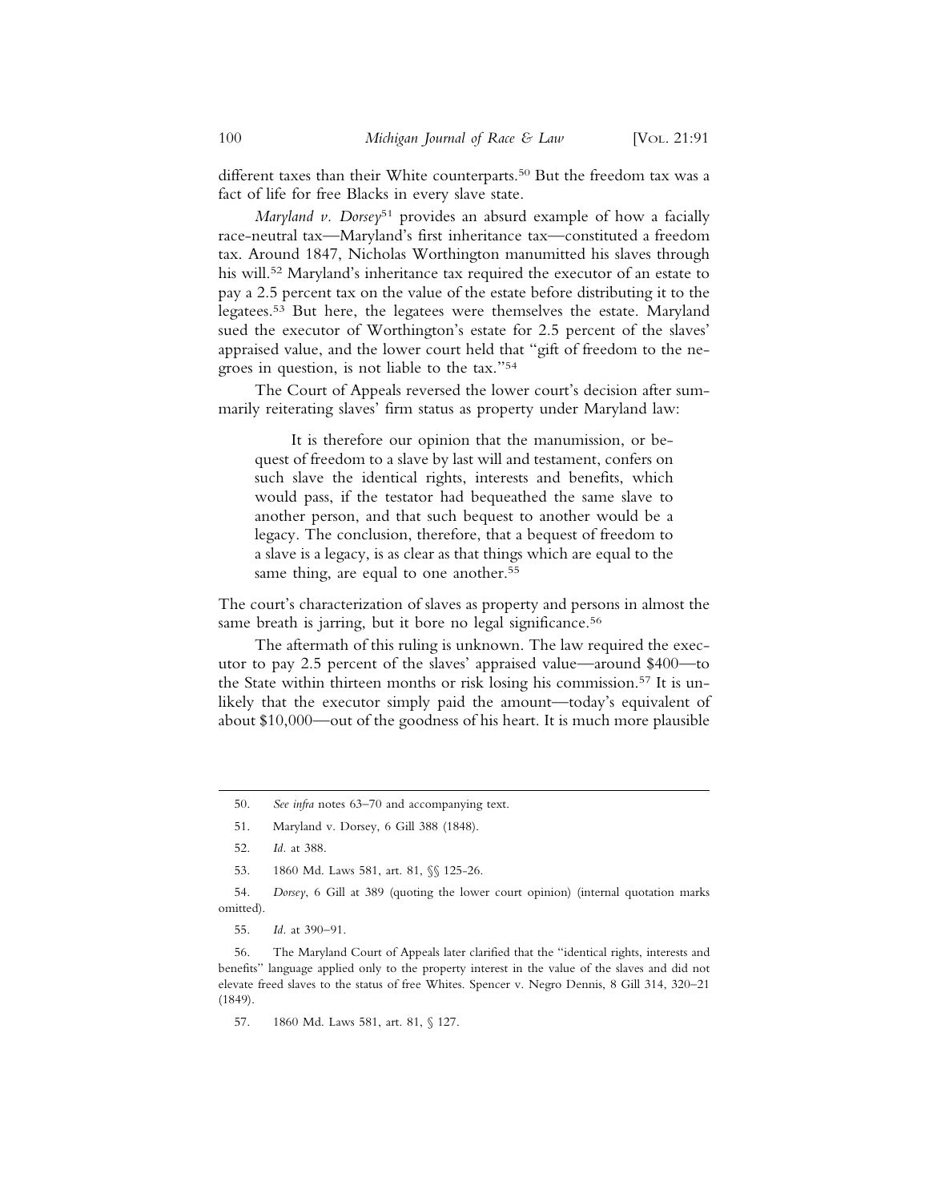different taxes than their White counterparts.[50] But the freedom tax was a fact of life for free Blacks in every slave state.

*Maryland v. Dorsey*[51] provides an absurd example of how a facially race-neutral tax—Maryland's first inheritance tax—constituted a freedom tax. Around 1847, Nicholas Worthington manumitted his slaves through his will.[52] Maryland's inheritance tax required the executor of an estate to pay a 2.5 percent tax on the value of the estate before distributing it to the legatees.[53] But here, the legatees were themselves the estate. Maryland sued the executor of Worthington's estate for 2.5 percent of the slaves' appraised value, and the lower court held that "gift of freedom to the negroes in question, is not liable to the tax."[54]

The Court of Appeals reversed the lower court's decision after summarily reiterating slaves' firm status as property under Maryland law:

> It is therefore our opinion that the manumission, or bequest of freedom to a slave by last will and testament, confers on such slave the identical rights, interests and benefits, which would pass, if the testator had bequeathed the same slave to another person, and that such bequest to another would be a legacy. The conclusion, therefore, that a bequest of freedom to a slave is a legacy, is as clear as that things which are equal to the same thing, are equal to one another.[55]

The court's characterization of slaves as property and persons in almost the same breath is jarring, but it bore no legal significance.[56]

The aftermath of this ruling is unknown. The law required the executor to pay 2.5 percent of the slaves' appraised value—around $400—to the State within thirteen months or risk losing his commission.[57] It is unlikely that the executor simply paid the amount—today's equivalent of about $10,000—out of the goodness of his heart. It is much more plausible

---

50. *See infra* notes 63–70 and accompanying text.

51. Maryland v. Dorsey, 6 Gill 388 (1848).

52. *Id.* at 388.

53. 1860 Md. Laws 581, art. 81, §§ 125-26.

54. *Dorsey*, 6 Gill at 389 (quoting the lower court opinion) (internal quotation marks omitted).

55. *Id.* at 390–91.

56. The Maryland Court of Appeals later clarified that the "identical rights, interests and benefits" language applied only to the property interest in the value of the slaves and did not elevate freed slaves to the status of free Whites. Spencer v. Negro Dennis, 8 Gill 314, 320–21 (1849).

57. 1860 Md. Laws 581, art. 81, § 127.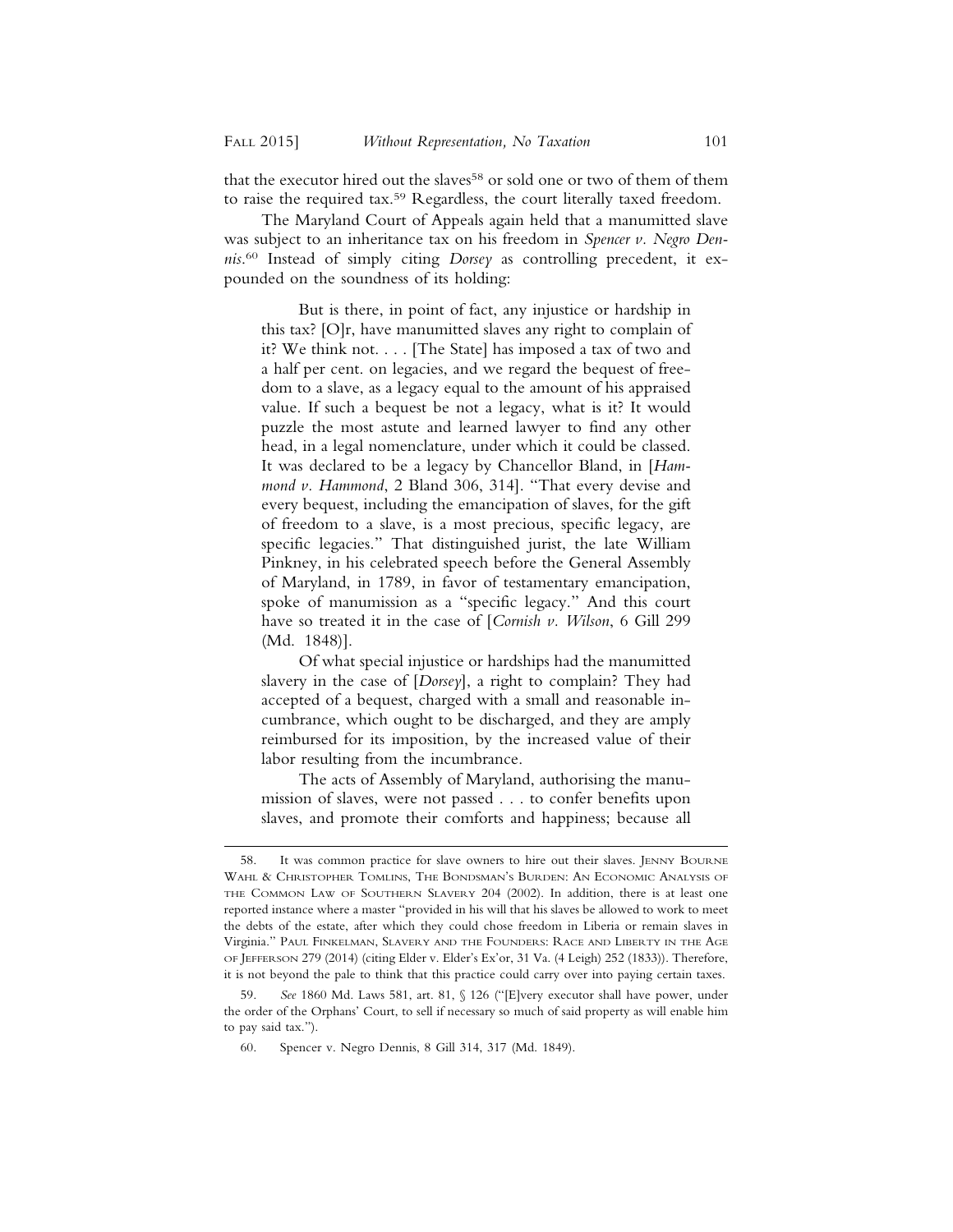that the executor hired out the slaves[58] or sold one or two of them of them to raise the required tax.[59] Regardless, the court literally taxed freedom.

The Maryland Court of Appeals again held that a manumitted slave was subject to an inheritance tax on his freedom in *Spencer v. Negro Dennis*.[60] Instead of simply citing *Dorsey* as controlling precedent, it expounded on the soundness of its holding:

> But is there, in point of fact, any injustice or hardship in this tax? [O]r, have manumitted slaves any right to complain of it? We think not. . . . [The State] has imposed a tax of two and a half per cent. on legacies, and we regard the bequest of freedom to a slave, as a legacy equal to the amount of his appraised value. If such a bequest be not a legacy, what is it? It would puzzle the most astute and learned lawyer to find any other head, in a legal nomenclature, under which it could be classed. It was declared to be a legacy by Chancellor Bland, in [*Hammond v. Hammond*, 2 Bland 306, 314]. "That every devise and every bequest, including the emancipation of slaves, for the gift of freedom to a slave, is a most precious, specific legacy, are specific legacies." That distinguished jurist, the late William Pinkney, in his celebrated speech before the General Assembly of Maryland, in 1789, in favor of testamentary emancipation, spoke of manumission as a "specific legacy." And this court have so treated it in the case of [*Cornish v. Wilson*, 6 Gill 299 (Md. 1848)].
>
> Of what special injustice or hardships had the manumitted slavery in the case of [*Dorsey*], a right to complain? They had accepted of a bequest, charged with a small and reasonable incumbrance, which ought to be discharged, and they are amply reimbursed for its imposition, by the increased value of their labor resulting from the incumbrance.
>
> The acts of Assembly of Maryland, authorising the manumission of slaves, were not passed . . . to confer benefits upon slaves, and promote their comforts and happiness; because all

---

58. It was common practice for slave owners to hire out their slaves. JENNY BOURNE WAHL & CHRISTOPHER TOMLINS, THE BONDSMAN'S BURDEN: AN ECONOMIC ANALYSIS OF THE COMMON LAW OF SOUTHERN SLAVERY 204 (2002). In addition, there is at least one reported instance where a master "provided in his will that his slaves be allowed to work to meet the debts of the estate, after which they could chose freedom in Liberia or remain slaves in Virginia." PAUL FINKELMAN, SLAVERY AND THE FOUNDERS: RACE AND LIBERTY IN THE AGE OF JEFFERSON 279 (2014) (citing Elder v. Elder's Ex'or, 31 Va. (4 Leigh) 252 (1833)). Therefore, it is not beyond the pale to think that this practice could carry over into paying certain taxes.

59. *See* 1860 Md. Laws 581, art. 81, § 126 ("[E]very executor shall have power, under the order of the Orphans' Court, to sell if necessary so much of said property as will enable him to pay said tax.").

60. Spencer v. Negro Dennis, 8 Gill 314, 317 (Md. 1849).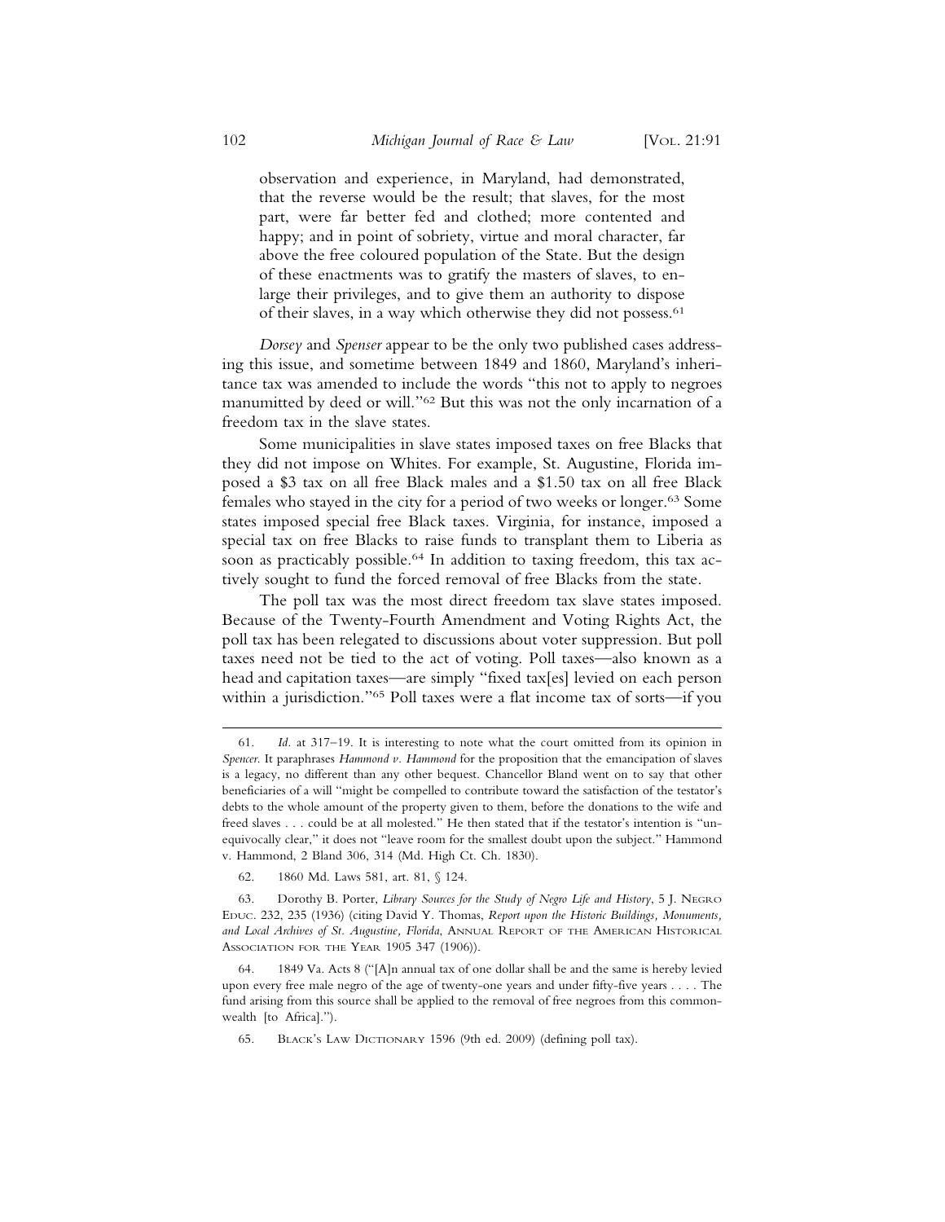> observation and experience, in Maryland, had demonstrated, that the reverse would be the result; that slaves, for the most part, were far better fed and clothed; more contented and happy; and in point of sobriety, virtue and moral character, far above the free coloured population of the State. But the design of these enactments was to gratify the masters of slaves, to enlarge their privileges, and to give them an authority to dispose of their slaves, in a way which otherwise they did not possess.[61]

*Dorsey* and *Spenser* appear to be the only two published cases addressing this issue, and sometime between 1849 and 1860, Maryland's inheritance tax was amended to include the words "this not to apply to negroes manumitted by deed or will."[62] But this was not the only incarnation of a freedom tax in the slave states.

Some municipalities in slave states imposed taxes on free Blacks that they did not impose on Whites. For example, St. Augustine, Florida imposed a $3 tax on all free Black males and a $1.50 tax on all free Black females who stayed in the city for a period of two weeks or longer.[63] Some states imposed special free Black taxes. Virginia, for instance, imposed a special tax on free Blacks to raise funds to transplant them to Liberia as soon as practicably possible.[64] In addition to taxing freedom, this tax actively sought to fund the forced removal of free Blacks from the state.

The poll tax was the most direct freedom tax slave states imposed. Because of the Twenty-Fourth Amendment and Voting Rights Act, the poll tax has been relegated to discussions about voter suppression. But poll taxes need not be tied to the act of voting. Poll taxes—also known as a head and capitation taxes—are simply "fixed tax[es] levied on each person within a jurisdiction."[65] Poll taxes were a flat income tax of sorts—if you

---

61. *Id.* at 317–19. It is interesting to note what the court omitted from its opinion in *Spencer*. It paraphrases *Hammond v. Hammond* for the proposition that the emancipation of slaves is a legacy, no different than any other bequest. Chancellor Bland went on to say that other beneficiaries of a will "might be compelled to contribute toward the satisfaction of the testator's debts to the whole amount of the property given to them, before the donations to the wife and freed slaves . . . could be at all molested." He then stated that if the testator's intention is "unequivocally clear," it does not "leave room for the smallest doubt upon the subject." Hammond v. Hammond, 2 Bland 306, 314 (Md. High Ct. Ch. 1830).

62. 1860 Md. Laws 581, art. 81, § 124.

63. Dorothy B. Porter, *Library Sources for the Study of Negro Life and History*, 5 J. NEGRO EDUC. 232, 235 (1936) (citing David Y. Thomas, *Report upon the Historic Buildings, Monuments, and Local Archives of St. Augustine, Florida*, ANNUAL REPORT OF THE AMERICAN HISTORICAL ASSOCIATION FOR THE YEAR 1905 347 (1906)).

64. 1849 Va. Acts 8 ("[A]n annual tax of one dollar shall be and the same is hereby levied upon every free male negro of the age of twenty-one years and under fifty-five years . . . . The fund arising from this source shall be applied to the removal of free negroes from this commonwealth [to Africa].").

65. BLACK'S LAW DICTIONARY 1596 (9th ed. 2009) (defining poll tax).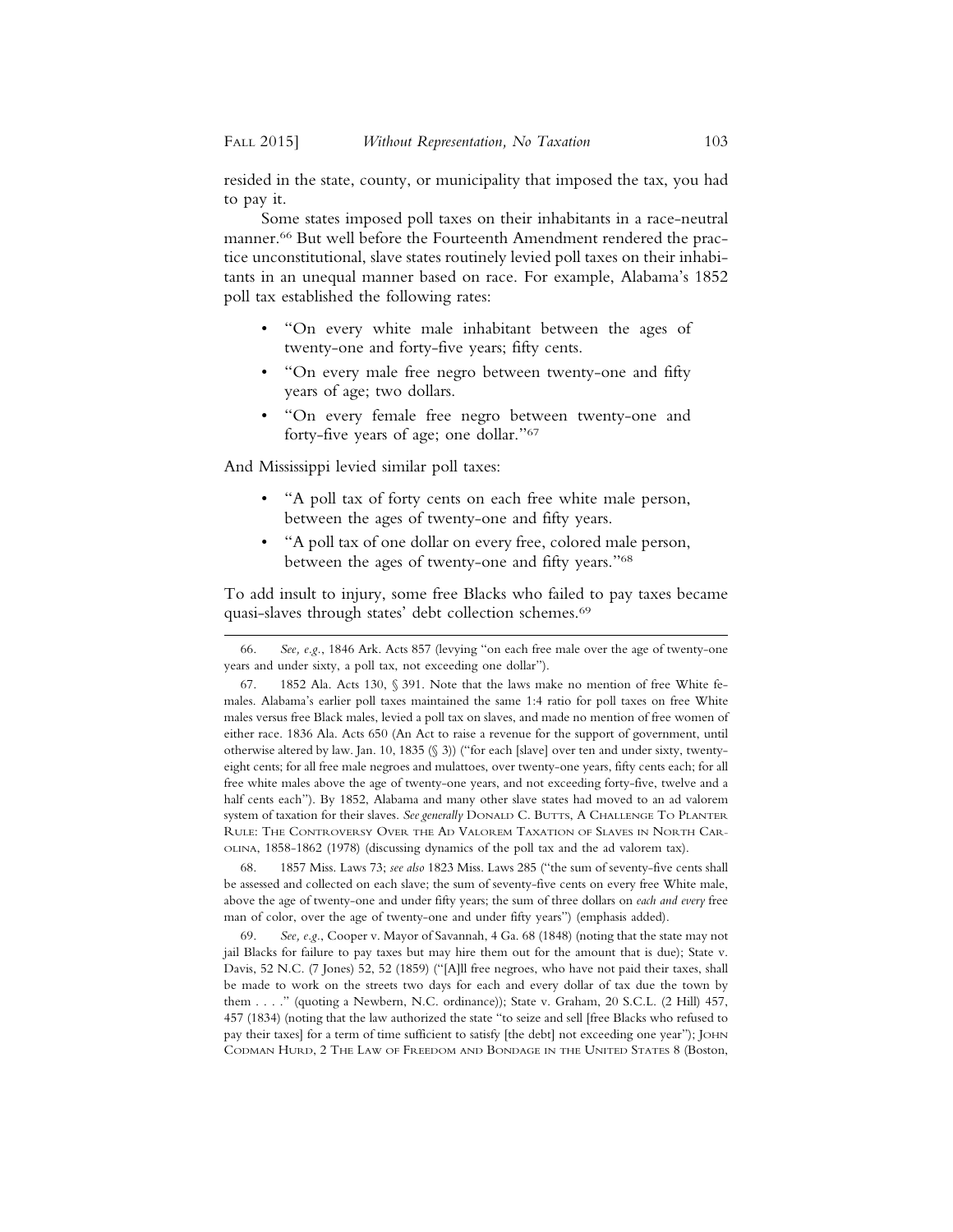resided in the state, county, or municipality that imposed the tax, you had to pay it.

Some states imposed poll taxes on their inhabitants in a race-neutral manner.[66] But well before the Fourteenth Amendment rendered the practice unconstitutional, slave states routinely levied poll taxes on their inhabitants in an unequal manner based on race. For example, Alabama's 1852 poll tax established the following rates:

- "On every white male inhabitant between the ages of twenty-one and forty-five years; fifty cents.
- "On every male free negro between twenty-one and fifty years of age; two dollars.
- "On every female free negro between twenty-one and forty-five years of age; one dollar."[67]

And Mississippi levied similar poll taxes:

- "A poll tax of forty cents on each free white male person, between the ages of twenty-one and fifty years.
- "A poll tax of one dollar on every free, colored male person, between the ages of twenty-one and fifty years."[68]

To add insult to injury, some free Blacks who failed to pay taxes became quasi-slaves through states' debt collection schemes.[69]

---

66. *See, e.g.*, 1846 Ark. Acts 857 (levying "on each free male over the age of twenty-one years and under sixty, a poll tax, not exceeding one dollar").

67. 1852 Ala. Acts 130, § 391. Note that the laws make no mention of free White females. Alabama's earlier poll taxes maintained the same 1:4 ratio for poll taxes on free White males versus free Black males, levied a poll tax on slaves, and made no mention of free women of either race. 1836 Ala. Acts 650 (An Act to raise a revenue for the support of government, until otherwise altered by law. Jan. 10, 1835 (§ 3)) ("for each [slave] over ten and under sixty, twenty-eight cents; for all free male negroes and mulattoes, over twenty-one years, fifty cents each; for all free white males above the age of twenty-one years, and not exceeding forty-five, twelve and a half cents each"). By 1852, Alabama and many other slave states had moved to an ad valorem system of taxation for their slaves. *See generally* Donald C. Butts, A Challenge To Planter Rule: The Controversy Over the Ad Valorem Taxation of Slaves in North Carolina, 1858-1862 (1978) (discussing dynamics of the poll tax and the ad valorem tax).

68. 1857 Miss. Laws 73; *see also* 1823 Miss. Laws 285 ("the sum of seventy-five cents shall be assessed and collected on each slave; the sum of seventy-five cents on every free White male, above the age of twenty-one and under fifty years; the sum of three dollars on *each and every* free man of color, over the age of twenty-one and under fifty years") (emphasis added).

69. *See, e.g.*, Cooper v. Mayor of Savannah, 4 Ga. 68 (1848) (noting that the state may not jail Blacks for failure to pay taxes but may hire them out for the amount that is due); State v. Davis, 52 N.C. (7 Jones) 52, 52 (1859) ("[A]ll free negroes, who have not paid their taxes, shall be made to work on the streets two days for each and every dollar of tax due the town by them . . . ." (quoting a Newbern, N.C. ordinance)); State v. Graham, 20 S.C.L. (2 Hill) 457, 457 (1834) (noting that the law authorized the state "to seize and sell [free Blacks who refused to pay their taxes] for a term of time sufficient to satisfy [the debt] not exceeding one year"); John Codman Hurd, 2 The Law of Freedom and Bondage in the United States 8 (Boston,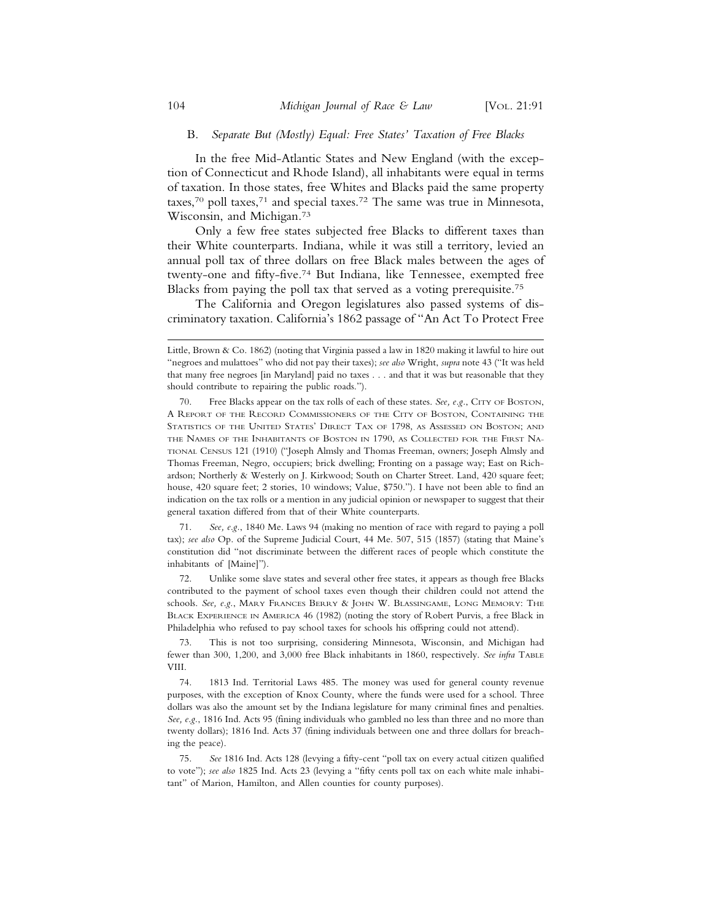### B. *Separate But (Mostly) Equal: Free States' Taxation of Free Blacks*

In the free Mid-Atlantic States and New England (with the exception of Connecticut and Rhode Island), all inhabitants were equal in terms of taxation. In those states, free Whites and Blacks paid the same property taxes,[70] poll taxes,[71] and special taxes.[72] The same was true in Minnesota, Wisconsin, and Michigan.[73]

Only a few free states subjected free Blacks to different taxes than their White counterparts. Indiana, while it was still a territory, levied an annual poll tax of three dollars on free Black males between the ages of twenty-one and fifty-five.[74] But Indiana, like Tennessee, exempted free Blacks from paying the poll tax that served as a voting prerequisite.[75]

The California and Oregon legislatures also passed systems of discriminatory taxation. California's 1862 passage of "An Act To Protect Free

---

Little, Brown & Co. 1862) (noting that Virginia passed a law in 1820 making it lawful to hire out "negroes and mulattoes" who did not pay their taxes); *see also* Wright, *supra* note 43 ("It was held that many free negroes [in Maryland] paid no taxes . . . and that it was but reasonable that they should contribute to repairing the public roads.").

70. Free Blacks appear on the tax rolls of each of these states. *See, e.g.*, City of Boston, A Report of the Record Commissioners of the City of Boston, Containing the Statistics of the United States' Direct Tax of 1798, as Assessed on Boston; and the Names of the Inhabitants of Boston in 1790, as Collected for the First National Census 121 (1910) ("Joseph Almsly and Thomas Freeman, owners; Joseph Almsly and Thomas Freeman, Negro, occupiers; brick dwelling; Fronting on a passage way; East on Richardson; Northerly & Westerly on J. Kirkwood; South on Charter Street. Land, 420 square feet; house, 420 square feet; 2 stories, 10 windows; Value, $750."). I have not been able to find an indication on the tax rolls or a mention in any judicial opinion or newspaper to suggest that their general taxation differed from that of their White counterparts.

71. *See, e.g.*, 1840 Me. Laws 94 (making no mention of race with regard to paying a poll tax); *see also* Op. of the Supreme Judicial Court, 44 Me. 507, 515 (1857) (stating that Maine's constitution did "not discriminate between the different races of people which constitute the inhabitants of [Maine]").

72. Unlike some slave states and several other free states, it appears as though free Blacks contributed to the payment of school taxes even though their children could not attend the schools. *See, e.g.*, Mary Frances Berry & John W. Blassingame, Long Memory: The Black Experience in America 46 (1982) (noting the story of Robert Purvis, a free Black in Philadelphia who refused to pay school taxes for schools his offspring could not attend).

73. This is not too surprising, considering Minnesota, Wisconsin, and Michigan had fewer than 300, 1,200, and 3,000 free Black inhabitants in 1860, respectively. *See infra* Table VIII.

74. 1813 Ind. Territorial Laws 485. The money was used for general county revenue purposes, with the exception of Knox County, where the funds were used for a school. Three dollars was also the amount set by the Indiana legislature for many criminal fines and penalties. *See, e.g.*, 1816 Ind. Acts 95 (fining individuals who gambled no less than three and no more than twenty dollars); 1816 Ind. Acts 37 (fining individuals between one and three dollars for breaching the peace).

75. *See* 1816 Ind. Acts 128 (levying a fifty-cent "poll tax on every actual citizen qualified to vote"); *see also* 1825 Ind. Acts 23 (levying a "fifty cents poll tax on each white male inhabitant" of Marion, Hamilton, and Allen counties for county purposes).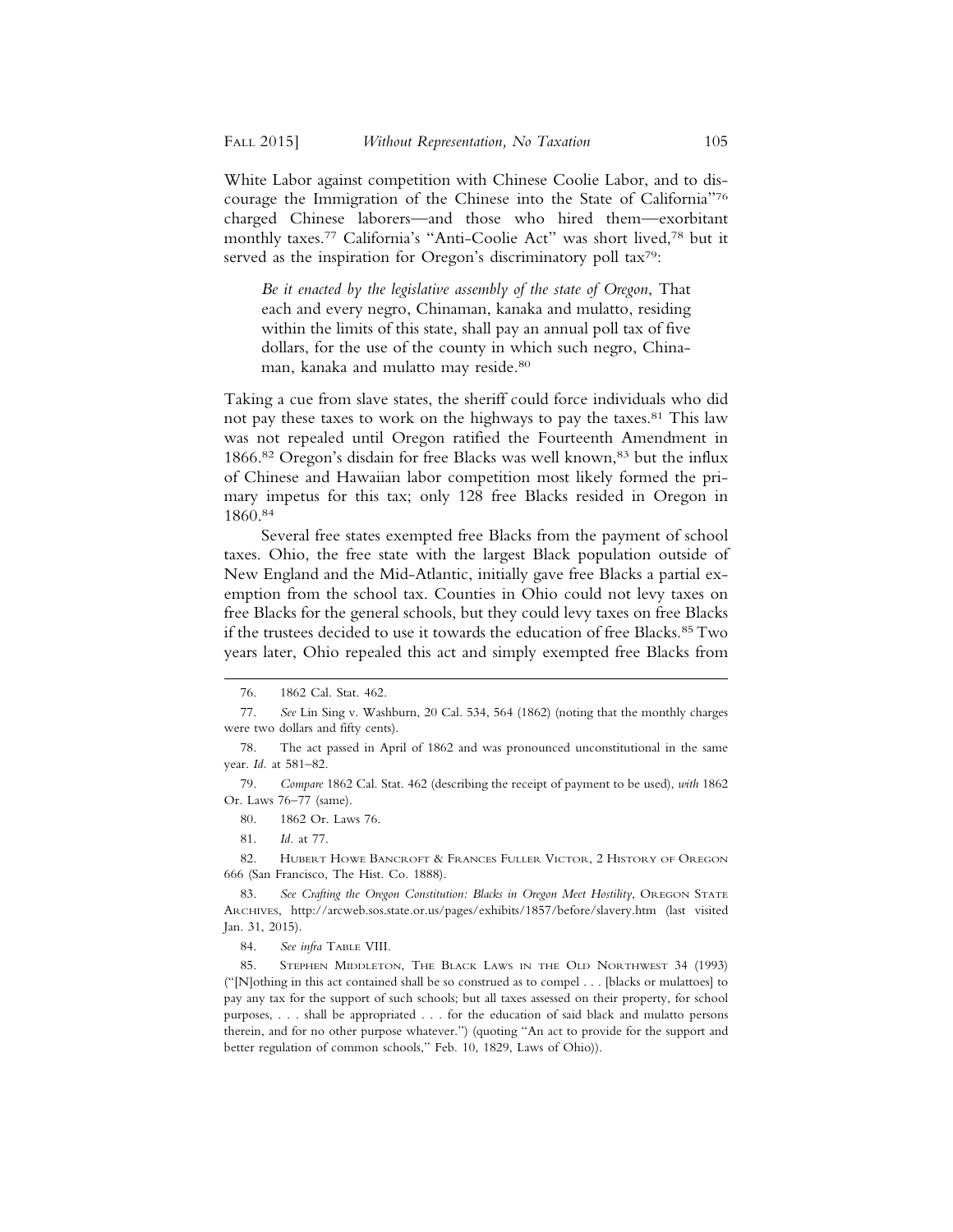White Labor against competition with Chinese Coolie Labor, and to discourage the Immigration of the Chinese into the State of California"[76] charged Chinese laborers—and those who hired them—exorbitant monthly taxes.[77] California's "Anti-Coolie Act" was short lived,[78] but it served as the inspiration for Oregon's discriminatory poll tax[79]:

> *Be it enacted by the legislative assembly of the state of Oregon*, That each and every negro, Chinaman, kanaka and mulatto, residing within the limits of this state, shall pay an annual poll tax of five dollars, for the use of the county in which such negro, Chinaman, kanaka and mulatto may reside.[80]

Taking a cue from slave states, the sheriff could force individuals who did not pay these taxes to work on the highways to pay the taxes.[81] This law was not repealed until Oregon ratified the Fourteenth Amendment in 1866.[82] Oregon's disdain for free Blacks was well known,[83] but the influx of Chinese and Hawaiian labor competition most likely formed the primary impetus for this tax; only 128 free Blacks resided in Oregon in 1860.[84]

Several free states exempted free Blacks from the payment of school taxes. Ohio, the free state with the largest Black population outside of New England and the Mid-Atlantic, initially gave free Blacks a partial exemption from the school tax. Counties in Ohio could not levy taxes on free Blacks for the general schools, but they could levy taxes on free Blacks if the trustees decided to use it towards the education of free Blacks.[85] Two years later, Ohio repealed this act and simply exempted free Blacks from

---

76. 1862 Cal. Stat. 462.

77. *See* Lin Sing v. Washburn, 20 Cal. 534, 564 (1862) (noting that the monthly charges were two dollars and fifty cents).

78. The act passed in April of 1862 and was pronounced unconstitutional in the same year. *Id.* at 581–82.

79. *Compare* 1862 Cal. Stat. 462 (describing the receipt of payment to be used), *with* 1862 Or. Laws 76–77 (same).

80. 1862 Or. Laws 76.

81. *Id.* at 77.

82. Hubert Howe Bancroft & Frances Fuller Victor, 2 History of Oregon 666 (San Francisco, The Hist. Co. 1888).

83. *See Crafting the Oregon Constitution: Blacks in Oregon Meet Hostility*, Oregon State Archives, http://arcweb.sos.state.or.us/pages/exhibits/1857/before/slavery.htm (last visited Jan. 31, 2015).

84. *See infra* Table VIII.

85. Stephen Middleton, The Black Laws in the Old Northwest 34 (1993) ("[N]othing in this act contained shall be so construed as to compel . . . [blacks or mulattoes] to pay any tax for the support of such schools; but all taxes assessed on their property, for school purposes, . . . shall be appropriated . . . for the education of said black and mulatto persons therein, and for no other purpose whatever.") (quoting "An act to provide for the support and better regulation of common schools," Feb. 10, 1829, Laws of Ohio)).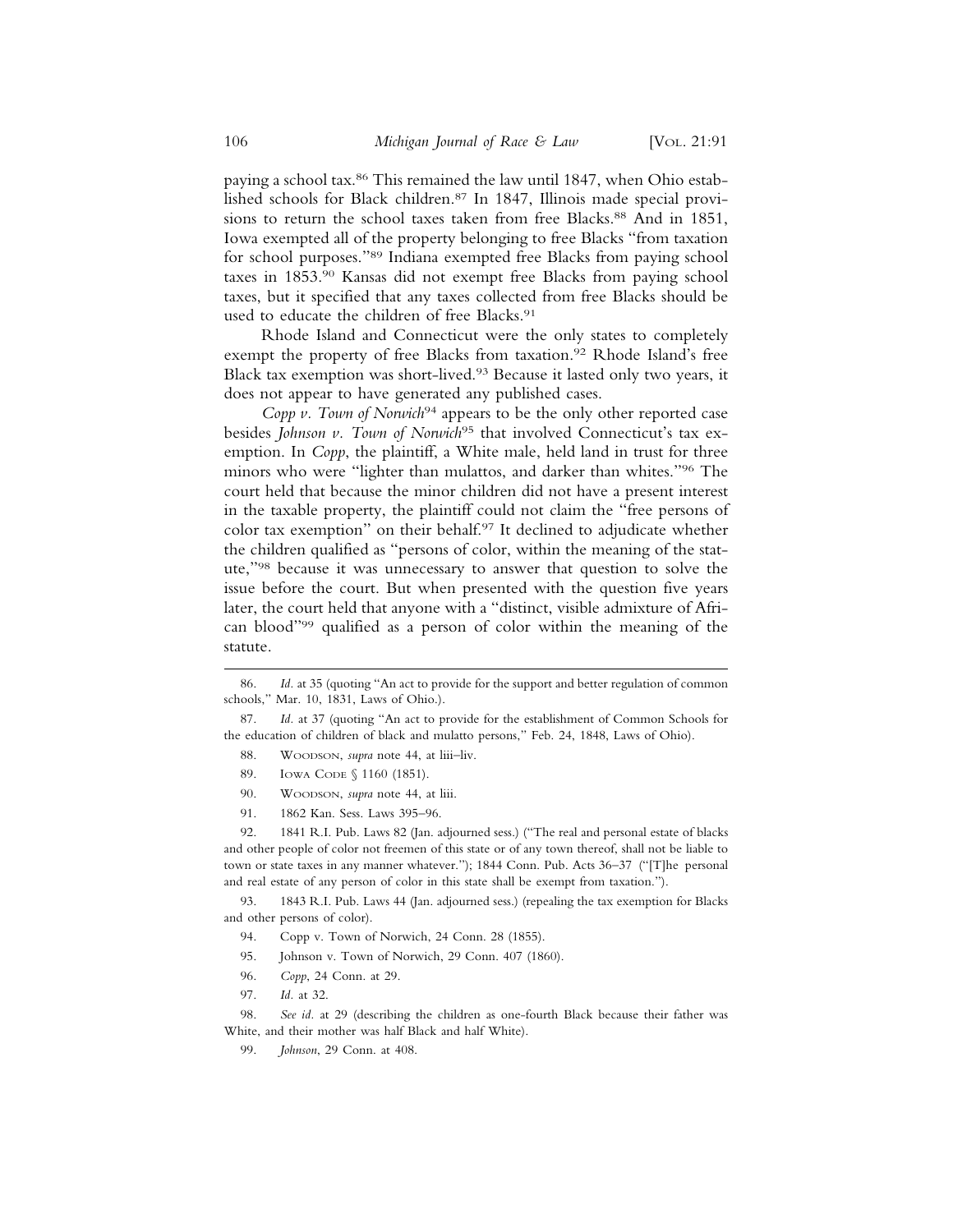paying a school tax.[86] This remained the law until 1847, when Ohio established schools for Black children.[87] In 1847, Illinois made special provisions to return the school taxes taken from free Blacks.[88] And in 1851, Iowa exempted all of the property belonging to free Blacks "from taxation for school purposes."[89] Indiana exempted free Blacks from paying school taxes in 1853.[90] Kansas did not exempt free Blacks from paying school taxes, but it specified that any taxes collected from free Blacks should be used to educate the children of free Blacks.[91]

Rhode Island and Connecticut were the only states to completely exempt the property of free Blacks from taxation.[92] Rhode Island's free Black tax exemption was short-lived.[93] Because it lasted only two years, it does not appear to have generated any published cases.

*Copp v. Town of Norwich*[94] appears to be the only other reported case besides *Johnson v. Town of Norwich*[95] that involved Connecticut's tax exemption. In *Copp*, the plaintiff, a White male, held land in trust for three minors who were "lighter than mulattos, and darker than whites."[96] The court held that because the minor children did not have a present interest in the taxable property, the plaintiff could not claim the "free persons of color tax exemption" on their behalf.[97] It declined to adjudicate whether the children qualified as "persons of color, within the meaning of the statute,"[98] because it was unnecessary to answer that question to solve the issue before the court. But when presented with the question five years later, the court held that anyone with a "distinct, visible admixture of African blood"[99] qualified as a person of color within the meaning of the statute.

---

86. *Id.* at 35 (quoting "An act to provide for the support and better regulation of common schools," Mar. 10, 1831, Laws of Ohio.).

87. *Id.* at 37 (quoting "An act to provide for the establishment of Common Schools for the education of children of black and mulatto persons," Feb. 24, 1848, Laws of Ohio).

88. Woodson, *supra* note 44, at liii–liv.

89. Iowa Code § 1160 (1851).

90. Woodson, *supra* note 44, at liii.

91. 1862 Kan. Sess. Laws 395–96.

92. 1841 R.I. Pub. Laws 82 (Jan. adjourned sess.) ("The real and personal estate of blacks and other people of color not freemen of this state or of any town thereof, shall not be liable to town or state taxes in any manner whatever."); 1844 Conn. Pub. Acts 36–37 ("[T]he personal and real estate of any person of color in this state shall be exempt from taxation.").

93. 1843 R.I. Pub. Laws 44 (Jan. adjourned sess.) (repealing the tax exemption for Blacks and other persons of color).

94. Copp v. Town of Norwich, 24 Conn. 28 (1855).

95. Johnson v. Town of Norwich, 29 Conn. 407 (1860).

96. *Copp*, 24 Conn. at 29.

97. *Id.* at 32.

98. *See id.* at 29 (describing the children as one-fourth Black because their father was White, and their mother was half Black and half White).

99. *Johnson*, 29 Conn. at 408.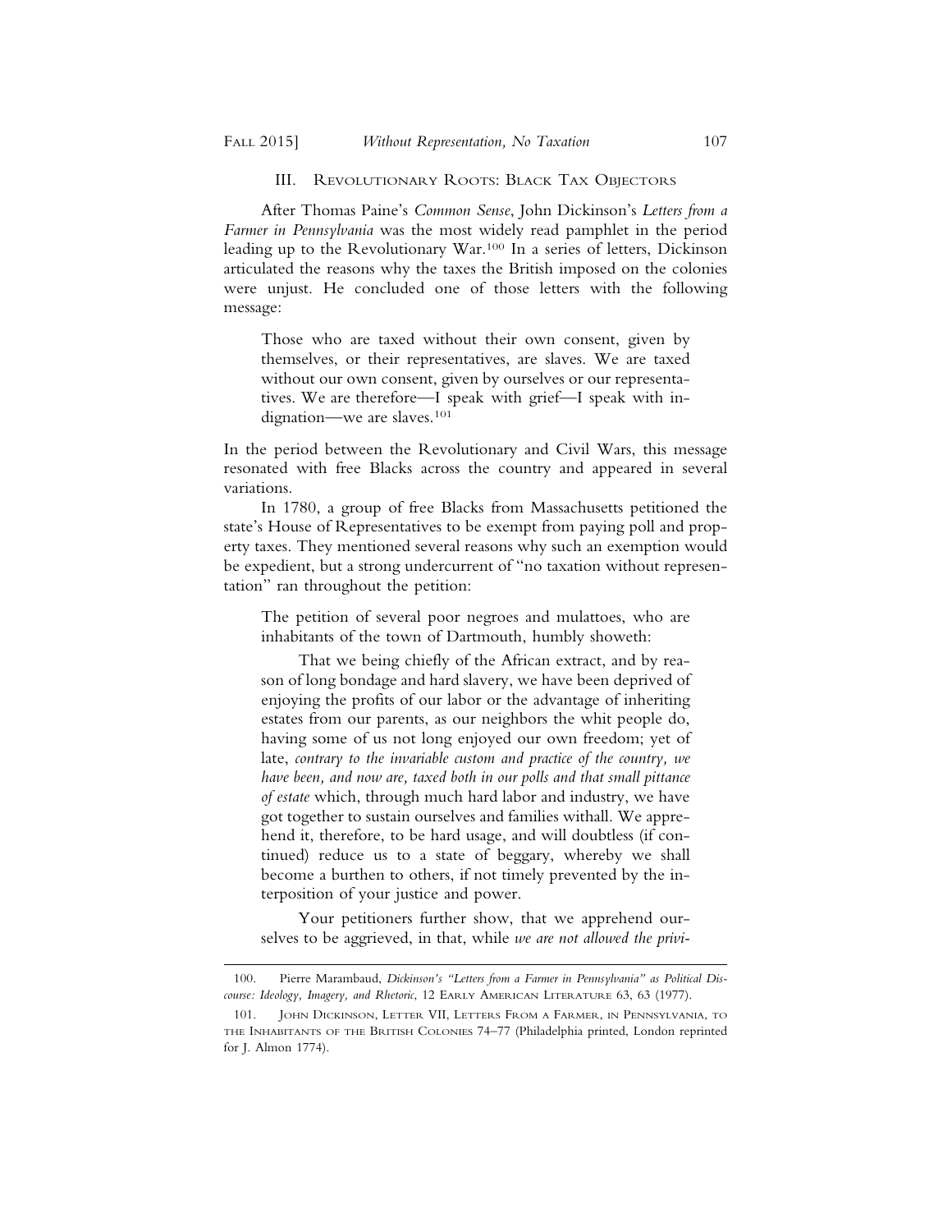### III. Revolutionary Roots: Black Tax Objectors

After Thomas Paine's *Common Sense*, John Dickinson's *Letters from a Farmer in Pennsylvania* was the most widely read pamphlet in the period leading up to the Revolutionary War.[100] In a series of letters, Dickinson articulated the reasons why the taxes the British imposed on the colonies were unjust. He concluded one of those letters with the following message:

> Those who are taxed without their own consent, given by themselves, or their representatives, are slaves. We are taxed without our own consent, given by ourselves or our representatives. We are therefore—I speak with grief—I speak with indignation—we are slaves.[101]

In the period between the Revolutionary and Civil Wars, this message resonated with free Blacks across the country and appeared in several variations.

In 1780, a group of free Blacks from Massachusetts petitioned the state's House of Representatives to be exempt from paying poll and property taxes. They mentioned several reasons why such an exemption would be expedient, but a strong undercurrent of "no taxation without representation" ran throughout the petition:

> The petition of several poor negroes and mulattoes, who are inhabitants of the town of Dartmouth, humbly showeth:
>
> That we being chiefly of the African extract, and by reason of long bondage and hard slavery, we have been deprived of enjoying the profits of our labor or the advantage of inheriting estates from our parents, as our neighbors the whit people do, having some of us not long enjoyed our own freedom; yet of late, *contrary to the invariable custom and practice of the country, we have been, and now are, taxed both in our polls and that small pittance of estate* which, through much hard labor and industry, we have got together to sustain ourselves and families withall. We apprehend it, therefore, to be hard usage, and will doubtless (if continued) reduce us to a state of beggary, whereby we shall become a burthen to others, if not timely prevented by the interposition of your justice and power.
>
> Your petitioners further show, that we apprehend ourselves to be aggrieved, in that, while *we are not allowed the privi-*

---

100. Pierre Marambaud, *Dickinson's "Letters from a Farmer in Pennsylvania" as Political Discourse: Ideology, Imagery, and Rhetoric*, 12 Early American Literature 63, 63 (1977).

101. John Dickinson, Letter VII, Letters From a Farmer, in Pennsylvania, to the Inhabitants of the British Colonies 74–77 (Philadelphia printed, London reprinted for J. Almon 1774).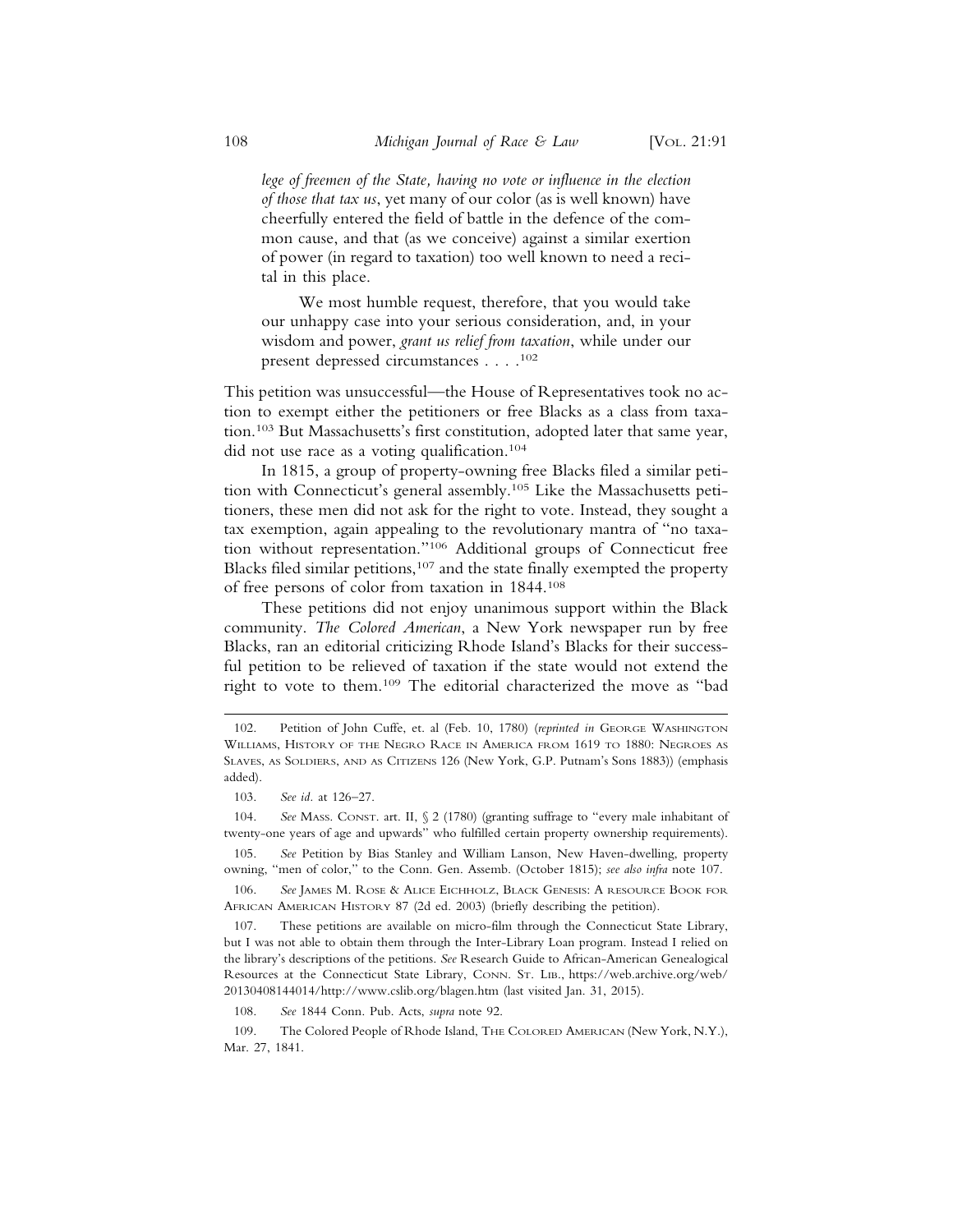> *lege of freemen of the State, having no vote or influence in the election of those that tax us*, yet many of our color (as is well known) have cheerfully entered the field of battle in the defence of the common cause, and that (as we conceive) against a similar exertion of power (in regard to taxation) too well known to need a recital in this place.
>
> We most humble request, therefore, that you would take our unhappy case into your serious consideration, and, in your wisdom and power, *grant us relief from taxation*, while under our present depressed circumstances . . . .[102]

This petition was unsuccessful—the House of Representatives took no action to exempt either the petitioners or free Blacks as a class from taxation.[103] But Massachusetts's first constitution, adopted later that same year, did not use race as a voting qualification.[104]

In 1815, a group of property-owning free Blacks filed a similar petition with Connecticut's general assembly.[105] Like the Massachusetts petitioners, these men did not ask for the right to vote. Instead, they sought a tax exemption, again appealing to the revolutionary mantra of "no taxation without representation."[106] Additional groups of Connecticut free Blacks filed similar petitions,[107] and the state finally exempted the property of free persons of color from taxation in 1844.[108]

These petitions did not enjoy unanimous support within the Black community. *The Colored American*, a New York newspaper run by free Blacks, ran an editorial criticizing Rhode Island's Blacks for their successful petition to be relieved of taxation if the state would not extend the right to vote to them.[109] The editorial characterized the move as "bad

---

102. Petition of John Cuffe, et. al (Feb. 10, 1780) (*reprinted in* GEORGE WASHINGTON WILLIAMS, HISTORY OF THE NEGRO RACE IN AMERICA FROM 1619 TO 1880: NEGROES AS SLAVES, AS SOLDIERS, AND AS CITIZENS 126 (New York, G.P. Putnam's Sons 1883)) (emphasis added).

103. *See id.* at 126–27.

104. *See* MASS. CONST. art. II, § 2 (1780) (granting suffrage to "every male inhabitant of twenty-one years of age and upwards" who fulfilled certain property ownership requirements).

105. *See* Petition by Bias Stanley and William Lanson, New Haven-dwelling, property owning, "men of color," to the Conn. Gen. Assemb. (October 1815); *see also infra* note 107.

106. *See* JAMES M. ROSE & ALICE EICHHOLZ, BLACK GENESIS: A RESOURCE BOOK FOR AFRICAN AMERICAN HISTORY 87 (2d ed. 2003) (briefly describing the petition).

107. These petitions are available on micro-film through the Connecticut State Library, but I was not able to obtain them through the Inter-Library Loan program. Instead I relied on the library's descriptions of the petitions. *See* Research Guide to African-American Genealogical Resources at the Connecticut State Library, CONN. ST. LIB., https://web.archive.org/web/20130408144014/http://www.cslib.org/blagen.htm (last visited Jan. 31, 2015).

108. *See* 1844 Conn. Pub. Acts, *supra* note 92.

109. The Colored People of Rhode Island, THE COLORED AMERICAN (New York, N.Y.), Mar. 27, 1841.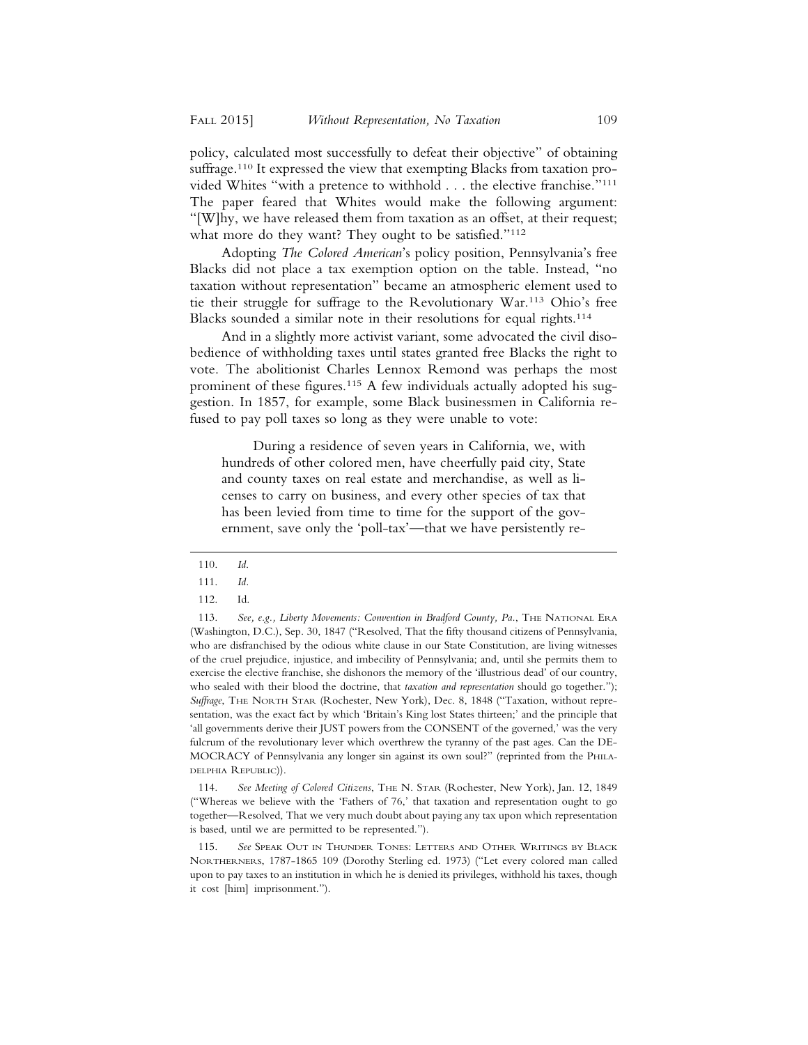policy, calculated most successfully to defeat their objective" of obtaining suffrage.[110] It expressed the view that exempting Blacks from taxation provided Whites "with a pretence to withhold . . . the elective franchise."[111] The paper feared that Whites would make the following argument: "[W]hy, we have released them from taxation as an offset, at their request; what more do they want? They ought to be satisfied."[112]

Adopting *The Colored American*'s policy position, Pennsylvania's free Blacks did not place a tax exemption option on the table. Instead, "no taxation without representation" became an atmospheric element used to tie their struggle for suffrage to the Revolutionary War.[113] Ohio's free Blacks sounded a similar note in their resolutions for equal rights.[114]

And in a slightly more activist variant, some advocated the civil disobedience of withholding taxes until states granted free Blacks the right to vote. The abolitionist Charles Lennox Remond was perhaps the most prominent of these figures.[115] A few individuals actually adopted his suggestion. In 1857, for example, some Black businessmen in California refused to pay poll taxes so long as they were unable to vote:

> During a residence of seven years in California, we, with hundreds of other colored men, have cheerfully paid city, State and county taxes on real estate and merchandise, as well as licenses to carry on business, and every other species of tax that has been levied from time to time for the support of the government, save only the 'poll-tax'—that we have persistently re-

---

110. *Id.*

111. *Id.*

112. Id.

113. *See, e.g., Liberty Movements: Convention in Bradford County, Pa.*, THE NATIONAL ERA (Washington, D.C.), Sep. 30, 1847 ("Resolved, That the fifty thousand citizens of Pennsylvania, who are disfranchised by the odious white clause in our State Constitution, are living witnesses of the cruel prejudice, injustice, and imbecility of Pennsylvania; and, until she permits them to exercise the elective franchise, she dishonors the memory of the 'illustrious dead' of our country, who sealed with their blood the doctrine, that *taxation and representation* should go together."); *Suffrage*, THE NORTH STAR (Rochester, New York), Dec. 8, 1848 ("Taxation, without representation, was the exact fact by which 'Britain's King lost States thirteen;' and the principle that 'all governments derive their JUST powers from the CONSENT of the governed,' was the very fulcrum of the revolutionary lever which overthrew the tyranny of the past ages. Can the DEMOCRACY of Pennsylvania any longer sin against its own soul?" (reprinted from the PHILADELPHIA REPUBLIC)).

114. *See Meeting of Colored Citizens*, THE N. STAR (Rochester, New York), Jan. 12, 1849 ("Whereas we believe with the 'Fathers of 76,' that taxation and representation ought to go together—Resolved, That we very much doubt about paying any tax upon which representation is based, until we are permitted to be represented.").

115. *See* SPEAK OUT IN THUNDER TONES: LETTERS AND OTHER WRITINGS BY BLACK NORTHERNERS, 1787-1865 109 (Dorothy Sterling ed. 1973) ("Let every colored man called upon to pay taxes to an institution in which he is denied its privileges, withhold his taxes, though it cost [him] imprisonment.").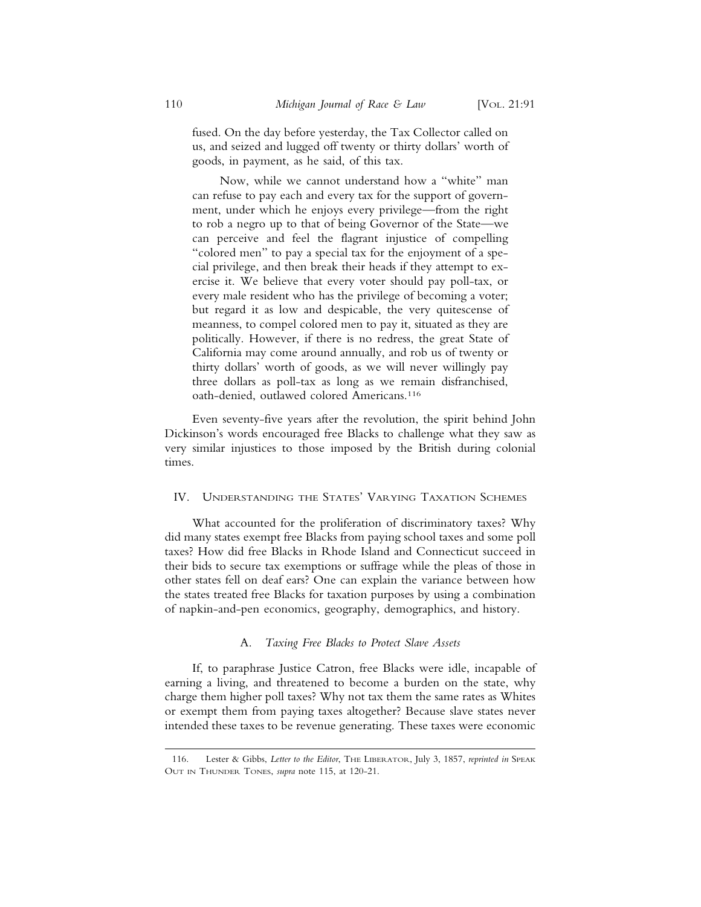fused. On the day before yesterday, the Tax Collector called on us, and seized and lugged off twenty or thirty dollars' worth of goods, in payment, as he said, of this tax.

> Now, while we cannot understand how a "white" man can refuse to pay each and every tax for the support of government, under which he enjoys every privilege—from the right to rob a negro up to that of being Governor of the State—we can perceive and feel the flagrant injustice of compelling "colored men" to pay a special tax for the enjoyment of a special privilege, and then break their heads if they attempt to exercise it. We believe that every voter should pay poll-tax, or every male resident who has the privilege of becoming a voter; but regard it as low and despicable, the very quitescense of meanness, to compel colored men to pay it, situated as they are politically. However, if there is no redress, the great State of California may come around annually, and rob us of twenty or thirty dollars' worth of goods, as we will never willingly pay three dollars as poll-tax as long as we remain disfranchised, oath-denied, outlawed colored Americans.[116]

Even seventy-five years after the revolution, the spirit behind John Dickinson's words encouraged free Blacks to challenge what they saw as very similar injustices to those imposed by the British during colonial times.

## IV. Understanding the States' Varying Taxation Schemes

What accounted for the proliferation of discriminatory taxes? Why did many states exempt free Blacks from paying school taxes and some poll taxes? How did free Blacks in Rhode Island and Connecticut succeed in their bids to secure tax exemptions or suffrage while the pleas of those in other states fell on deaf ears? One can explain the variance between how the states treated free Blacks for taxation purposes by using a combination of napkin-and-pen economics, geography, demographics, and history.

### A. *Taxing Free Blacks to Protect Slave Assets*

If, to paraphrase Justice Catron, free Blacks were idle, incapable of earning a living, and threatened to become a burden on the state, why charge them higher poll taxes? Why not tax them the same rates as Whites or exempt them from paying taxes altogether? Because slave states never intended these taxes to be revenue generating. These taxes were economic

116. Lester & Gibbs, *Letter to the Editor*, The Liberator, July 3, 1857, *reprinted in* Speak Out in Thunder Tones, *supra* note 115, at 120-21.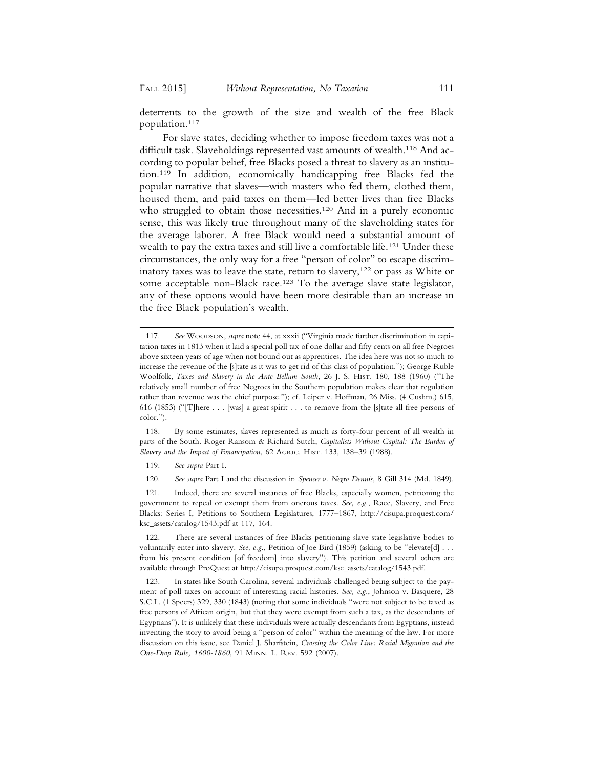deterrents to the growth of the size and wealth of the free Black population.[117]

For slave states, deciding whether to impose freedom taxes was not a difficult task. Slaveholdings represented vast amounts of wealth.[118] And according to popular belief, free Blacks posed a threat to slavery as an institution.[119] In addition, economically handicapping free Blacks fed the popular narrative that slaves—with masters who fed them, clothed them, housed them, and paid taxes on them—led better lives than free Blacks who struggled to obtain those necessities.[120] And in a purely economic sense, this was likely true throughout many of the slaveholding states for the average laborer. A free Black would need a substantial amount of wealth to pay the extra taxes and still live a comfortable life.[121] Under these circumstances, the only way for a free "person of color" to escape discriminatory taxes was to leave the state, return to slavery,[122] or pass as White or some acceptable non-Black race.[123] To the average slave state legislator, any of these options would have been more desirable than an increase in the free Black population's wealth.

---

117. *See* Woodson, *supra* note 44, at xxxii ("Virginia made further discrimination in capitation taxes in 1813 when it laid a special poll tax of one dollar and fifty cents on all free Negroes above sixteen years of age when not bound out as apprentices. The idea here was not so much to increase the revenue of the [s]tate as it was to get rid of this class of population."); George Ruble Woolfolk, *Taxes and Slavery in the Ante Bellum South*, 26 J. S. Hist. 180, 188 (1960) ("The relatively small number of free Negroes in the Southern population makes clear that regulation rather than revenue was the chief purpose."); cf. Leiper v. Hoffman, 26 Miss. (4 Cushm.) 615, 616 (1853) ("[T]here . . . [was] a great spirit . . . to remove from the [s]tate all free persons of color.").

118. By some estimates, slaves represented as much as forty-four percent of all wealth in parts of the South. Roger Ransom & Richard Sutch, *Capitalists Without Capital: The Burden of Slavery and the Impact of Emancipation*, 62 Agric. Hist. 133, 138–39 (1988).

119. *See supra* Part I.

120. *See supra* Part I and the discussion in *Spencer v. Negro Dennis*, 8 Gill 314 (Md. 1849).

121. Indeed, there are several instances of free Blacks, especially women, petitioning the government to repeal or exempt them from onerous taxes. *See, e.g.*, Race, Slavery, and Free Blacks: Series I, Petitions to Southern Legislatures, 1777–1867, http://cisupa.proquest.com/ksc_assets/catalog/1543.pdf at 117, 164.

122. There are several instances of free Blacks petitioning slave state legislative bodies to voluntarily enter into slavery. *See, e.g.*, Petition of Joe Bird (1859) (asking to be "elevate[d] . . . from his present condition [of freedom] into slavery"). This petition and several others are available through ProQuest at http://cisupa.proquest.com/ksc_assets/catalog/1543.pdf.

123. In states like South Carolina, several individuals challenged being subject to the payment of poll taxes on account of interesting racial histories. *See, e.g.*, Johnson v. Basquere, 28 S.C.L. (1 Speers) 329, 330 (1843) (noting that some individuals "were not subject to be taxed as free persons of African origin, but that they were exempt from such a tax, as the descendants of Egyptians"). It is unlikely that these individuals were actually descendants from Egyptians, instead inventing the story to avoid being a "person of color" within the meaning of the law. For more discussion on this issue, see Daniel J. Sharfstein, *Crossing the Color Line: Racial Migration and the One-Drop Rule, 1600-1860*, 91 Minn. L. Rev. 592 (2007).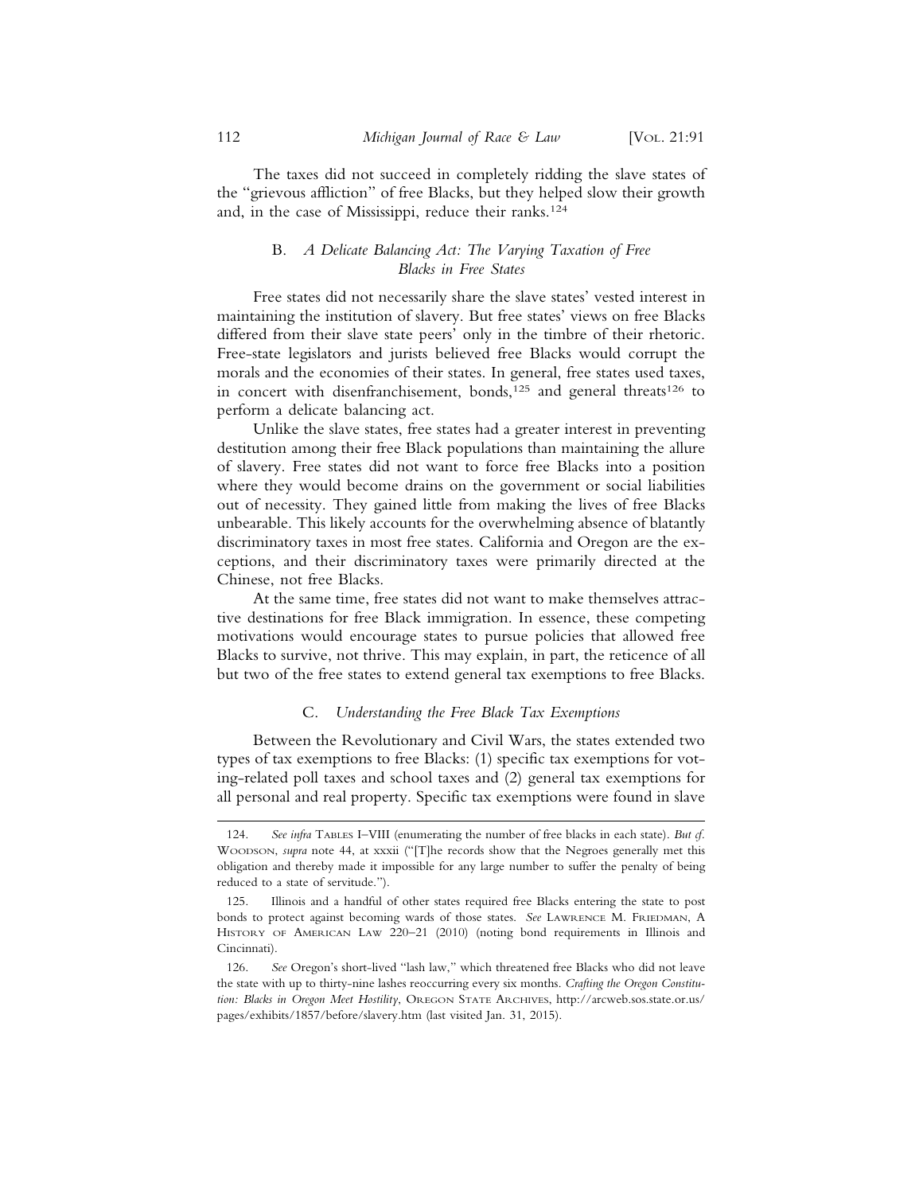The taxes did not succeed in completely ridding the slave states of the "grievous affliction" of free Blacks, but they helped slow their growth and, in the case of Mississippi, reduce their ranks.[124]

### B. *A Delicate Balancing Act: The Varying Taxation of Free Blacks in Free States*

Free states did not necessarily share the slave states' vested interest in maintaining the institution of slavery. But free states' views on free Blacks differed from their slave state peers' only in the timbre of their rhetoric. Free-state legislators and jurists believed free Blacks would corrupt the morals and the economies of their states. In general, free states used taxes, in concert with disenfranchisement, bonds,[125] and general threats[126] to perform a delicate balancing act.

Unlike the slave states, free states had a greater interest in preventing destitution among their free Black populations than maintaining the allure of slavery. Free states did not want to force free Blacks into a position where they would become drains on the government or social liabilities out of necessity. They gained little from making the lives of free Blacks unbearable. This likely accounts for the overwhelming absence of blatantly discriminatory taxes in most free states. California and Oregon are the exceptions, and their discriminatory taxes were primarily directed at the Chinese, not free Blacks.

At the same time, free states did not want to make themselves attractive destinations for free Black immigration. In essence, these competing motivations would encourage states to pursue policies that allowed free Blacks to survive, not thrive. This may explain, in part, the reticence of all but two of the free states to extend general tax exemptions to free Blacks.

### C. *Understanding the Free Black Tax Exemptions*

Between the Revolutionary and Civil Wars, the states extended two types of tax exemptions to free Blacks: (1) specific tax exemptions for voting-related poll taxes and school taxes and (2) general tax exemptions for all personal and real property. Specific tax exemptions were found in slave

---

124. *See infra* TABLES I–VIII (enumerating the number of free blacks in each state). *But cf.* WOODSON, *supra* note 44, at xxxii ("[T]he records show that the Negroes generally met this obligation and thereby made it impossible for any large number to suffer the penalty of being reduced to a state of servitude.").

125. Illinois and a handful of other states required free Blacks entering the state to post bonds to protect against becoming wards of those states. *See* LAWRENCE M. FRIEDMAN, A HISTORY OF AMERICAN LAW 220–21 (2010) (noting bond requirements in Illinois and Cincinnati).

126. *See* Oregon's short-lived "lash law," which threatened free Blacks who did not leave the state with up to thirty-nine lashes reoccurring every six months. *Crafting the Oregon Constitution: Blacks in Oregon Meet Hostility*, OREGON STATE ARCHIVES, http://arcweb.sos.state.or.us/pages/exhibits/1857/before/slavery.htm (last visited Jan. 31, 2015).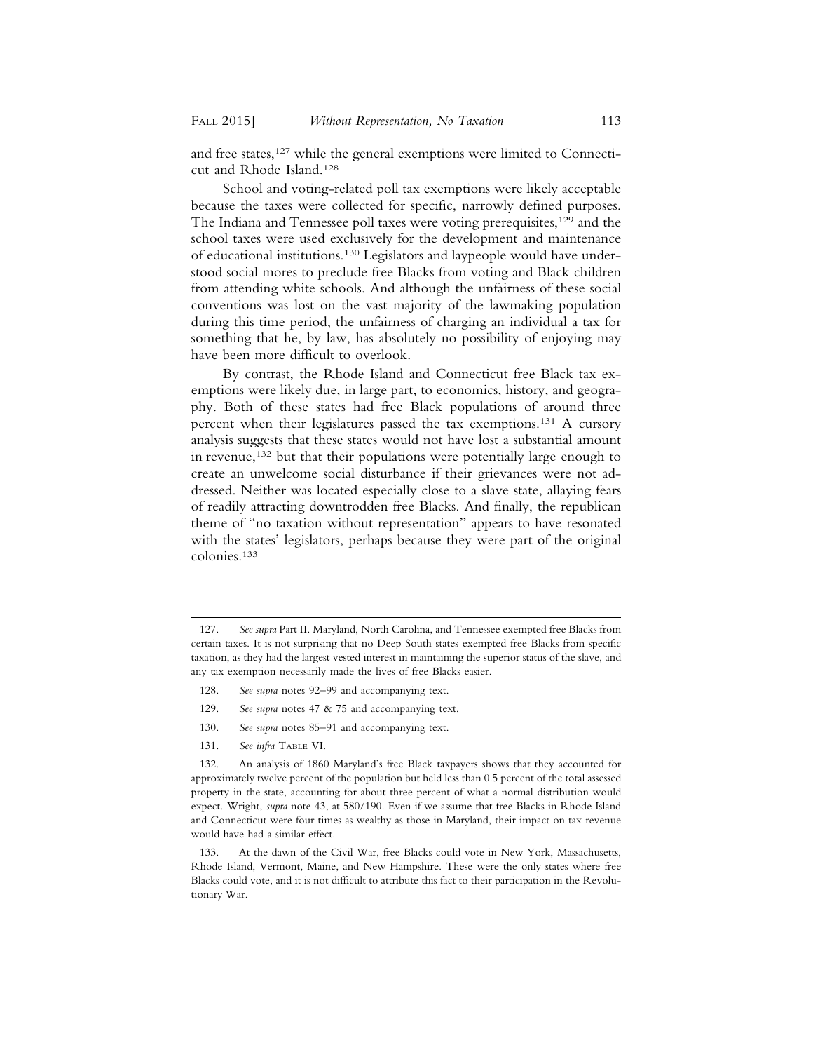and free states,[127] while the general exemptions were limited to Connecticut and Rhode Island.[128]

School and voting-related poll tax exemptions were likely acceptable because the taxes were collected for specific, narrowly defined purposes. The Indiana and Tennessee poll taxes were voting prerequisites,[129] and the school taxes were used exclusively for the development and maintenance of educational institutions.[130] Legislators and laypeople would have understood social mores to preclude free Blacks from voting and Black children from attending white schools. And although the unfairness of these social conventions was lost on the vast majority of the lawmaking population during this time period, the unfairness of charging an individual a tax for something that he, by law, has absolutely no possibility of enjoying may have been more difficult to overlook.

By contrast, the Rhode Island and Connecticut free Black tax exemptions were likely due, in large part, to economics, history, and geography. Both of these states had free Black populations of around three percent when their legislatures passed the tax exemptions.[131] A cursory analysis suggests that these states would not have lost a substantial amount in revenue,[132] but that their populations were potentially large enough to create an unwelcome social disturbance if their grievances were not addressed. Neither was located especially close to a slave state, allaying fears of readily attracting downtrodden free Blacks. And finally, the republican theme of "no taxation without representation" appears to have resonated with the states' legislators, perhaps because they were part of the original colonies.[133]

---

127. *See supra* Part II. Maryland, North Carolina, and Tennessee exempted free Blacks from certain taxes. It is not surprising that no Deep South states exempted free Blacks from specific taxation, as they had the largest vested interest in maintaining the superior status of the slave, and any tax exemption necessarily made the lives of free Blacks easier.

128. *See supra* notes 92–99 and accompanying text.

129. *See supra* notes 47 & 75 and accompanying text.

130. *See supra* notes 85–91 and accompanying text.

131. *See infra* TABLE VI.

132. An analysis of 1860 Maryland's free Black taxpayers shows that they accounted for approximately twelve percent of the population but held less than 0.5 percent of the total assessed property in the state, accounting for about three percent of what a normal distribution would expect. Wright, *supra* note 43, at 580/190. Even if we assume that free Blacks in Rhode Island and Connecticut were four times as wealthy as those in Maryland, their impact on tax revenue would have had a similar effect.

133. At the dawn of the Civil War, free Blacks could vote in New York, Massachusetts, Rhode Island, Vermont, Maine, and New Hampshire. These were the only states where free Blacks could vote, and it is not difficult to attribute this fact to their participation in the Revolutionary War.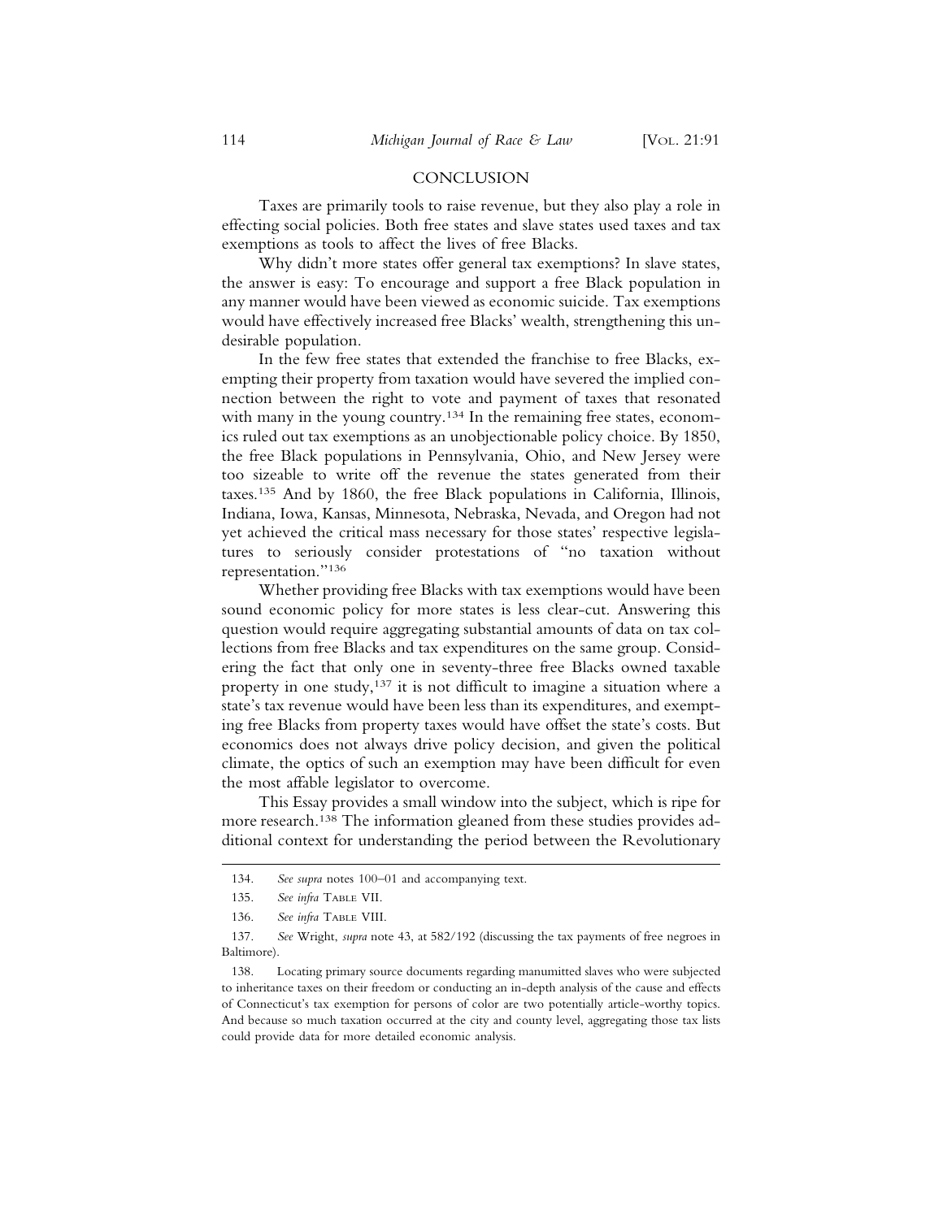## CONCLUSION

Taxes are primarily tools to raise revenue, but they also play a role in effecting social policies. Both free states and slave states used taxes and tax exemptions as tools to affect the lives of free Blacks.

Why didn't more states offer general tax exemptions? In slave states, the answer is easy: To encourage and support a free Black population in any manner would have been viewed as economic suicide. Tax exemptions would have effectively increased free Blacks' wealth, strengthening this undesirable population.

In the few free states that extended the franchise to free Blacks, exempting their property from taxation would have severed the implied connection between the right to vote and payment of taxes that resonated with many in the young country.[134] In the remaining free states, economics ruled out tax exemptions as an unobjectionable policy choice. By 1850, the free Black populations in Pennsylvania, Ohio, and New Jersey were too sizeable to write off the revenue the states generated from their taxes.[135] And by 1860, the free Black populations in California, Illinois, Indiana, Iowa, Kansas, Minnesota, Nebraska, Nevada, and Oregon had not yet achieved the critical mass necessary for those states' respective legislatures to seriously consider protestations of "no taxation without representation."[136]

Whether providing free Blacks with tax exemptions would have been sound economic policy for more states is less clear-cut. Answering this question would require aggregating substantial amounts of data on tax collections from free Blacks and tax expenditures on the same group. Considering the fact that only one in seventy-three free Blacks owned taxable property in one study,[137] it is not difficult to imagine a situation where a state's tax revenue would have been less than its expenditures, and exempting free Blacks from property taxes would have offset the state's costs. But economics does not always drive policy decision, and given the political climate, the optics of such an exemption may have been difficult for even the most affable legislator to overcome.

This Essay provides a small window into the subject, which is ripe for more research.[138] The information gleaned from these studies provides additional context for understanding the period between the Revolutionary

---

134. *See supra* notes 100–01 and accompanying text.

135. *See infra* TABLE VII.

136. *See infra* TABLE VIII.

137. *See* Wright, *supra* note 43, at 582/192 (discussing the tax payments of free negroes in Baltimore).

138. Locating primary source documents regarding manumitted slaves who were subjected to inheritance taxes on their freedom or conducting an in-depth analysis of the cause and effects of Connecticut's tax exemption for persons of color are two potentially article-worthy topics. And because so much taxation occurred at the city and county level, aggregating those tax lists could provide data for more detailed economic analysis.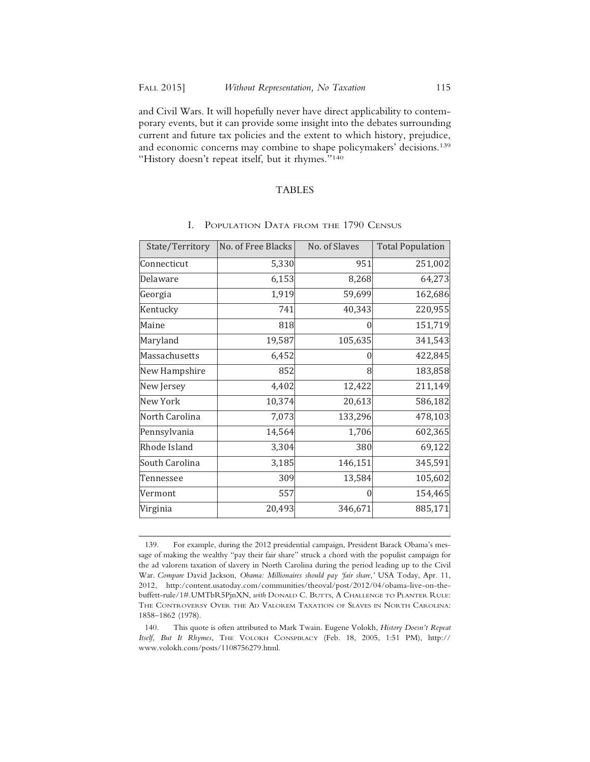and Civil Wars. It will hopefully never have direct applicability to contemporary events, but it can provide some insight into the debates surrounding current and future tax policies and the extent to which history, prejudice, and economic concerns may combine to shape policymakers' decisions.[139] "History doesn't repeat itself, but it rhymes."[140]

## TABLES

### I. Population Data from the 1790 Census

| State/Territory | No. of Free Blacks | No. of Slaves | Total Population |
|---|---|---|---|
| Connecticut | 5,330 | 951 | 251,002 |
| Delaware | 6,153 | 8,268 | 64,273 |
| Georgia | 1,919 | 59,699 | 162,686 |
| Kentucky | 741 | 40,343 | 220,955 |
| Maine | 818 | 0 | 151,719 |
| Maryland | 19,587 | 105,635 | 341,543 |
| Massachusetts | 6,452 | 0 | 422,845 |
| New Hampshire | 852 | 8 | 183,858 |
| New Jersey | 4,402 | 12,422 | 211,149 |
| New York | 10,374 | 20,613 | 586,182 |
| North Carolina | 7,073 | 133,296 | 478,103 |
| Pennsylvania | 14,564 | 1,706 | 602,365 |
| Rhode Island | 3,304 | 380 | 69,122 |
| South Carolina | 3,185 | 146,151 | 345,591 |
| Tennessee | 309 | 13,584 | 105,602 |
| Vermont | 557 | 0 | 154,465 |
| Virginia | 20,493 | 346,671 | 885,171 |

---

139. For example, during the 2012 presidential campaign, President Barack Obama's message of making the wealthy "pay their fair share" struck a chord with the populist campaign for the ad valorem taxation of slavery in North Carolina during the period leading up to the Civil War. *Compare* David Jackson, *Obama: Millionaires should pay 'fair share,'* USA Today, Apr. 11, 2012, http:/content.usatoday.com/communities/theoval/post/2012/04/obama-live-on-the-buffett-rule/1#.UMTbR5PjnXN, *with* Donald C. Butts, A Challenge to Planter Rule: The Controversy Over the Ad Valorem Taxation of Slaves in North Carolina: 1858–1862 (1978).

140. This quote is often attributed to Mark Twain. Eugene Volokh, *History Doesn't Repeat Itself, But It Rhymes*, The Volokh Conspiracy (Feb. 18, 2005, 1:51 PM), http://www.volokh.com/posts/1108756279.html.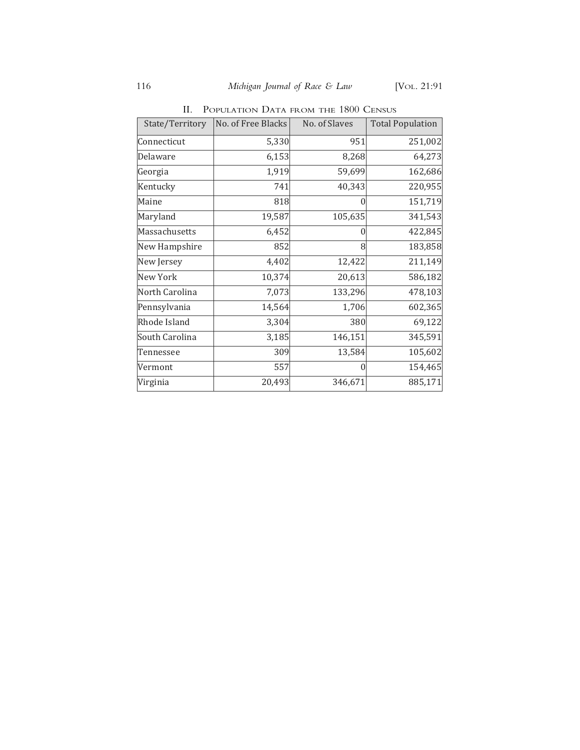## II. Population Data from the 1800 Census

| State/Territory | No. of Free Blacks | No. of Slaves | Total Population |
|---|---|---|---|
| Connecticut | 5,330 | 951 | 251,002 |
| Delaware | 6,153 | 8,268 | 64,273 |
| Georgia | 1,919 | 59,699 | 162,686 |
| Kentucky | 741 | 40,343 | 220,955 |
| Maine | 818 | 0 | 151,719 |
| Maryland | 19,587 | 105,635 | 341,543 |
| Massachusetts | 6,452 | 0 | 422,845 |
| New Hampshire | 852 | 8 | 183,858 |
| New Jersey | 4,402 | 12,422 | 211,149 |
| New York | 10,374 | 20,613 | 586,182 |
| North Carolina | 7,073 | 133,296 | 478,103 |
| Pennsylvania | 14,564 | 1,706 | 602,365 |
| Rhode Island | 3,304 | 380 | 69,122 |
| South Carolina | 3,185 | 146,151 | 345,591 |
| Tennessee | 309 | 13,584 | 105,602 |
| Vermont | 557 | 0 | 154,465 |
| Virginia | 20,493 | 346,671 | 885,171 |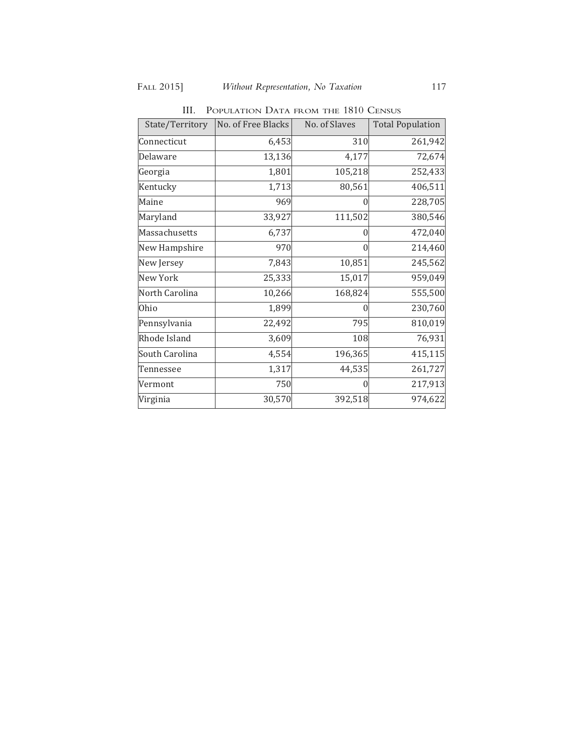## III. Population Data from the 1810 Census

| State/Territory | No. of Free Blacks | No. of Slaves | Total Population |
|---|---|---|---|
| Connecticut | 6,453 | 310 | 261,942 |
| Delaware | 13,136 | 4,177 | 72,674 |
| Georgia | 1,801 | 105,218 | 252,433 |
| Kentucky | 1,713 | 80,561 | 406,511 |
| Maine | 969 | 0 | 228,705 |
| Maryland | 33,927 | 111,502 | 380,546 |
| Massachusetts | 6,737 | 0 | 472,040 |
| New Hampshire | 970 | 0 | 214,460 |
| New Jersey | 7,843 | 10,851 | 245,562 |
| New York | 25,333 | 15,017 | 959,049 |
| North Carolina | 10,266 | 168,824 | 555,500 |
| Ohio | 1,899 | 0 | 230,760 |
| Pennsylvania | 22,492 | 795 | 810,019 |
| Rhode Island | 3,609 | 108 | 76,931 |
| South Carolina | 4,554 | 196,365 | 415,115 |
| Tennessee | 1,317 | 44,535 | 261,727 |
| Vermont | 750 | 0 | 217,913 |
| Virginia | 30,570 | 392,518 | 974,622 |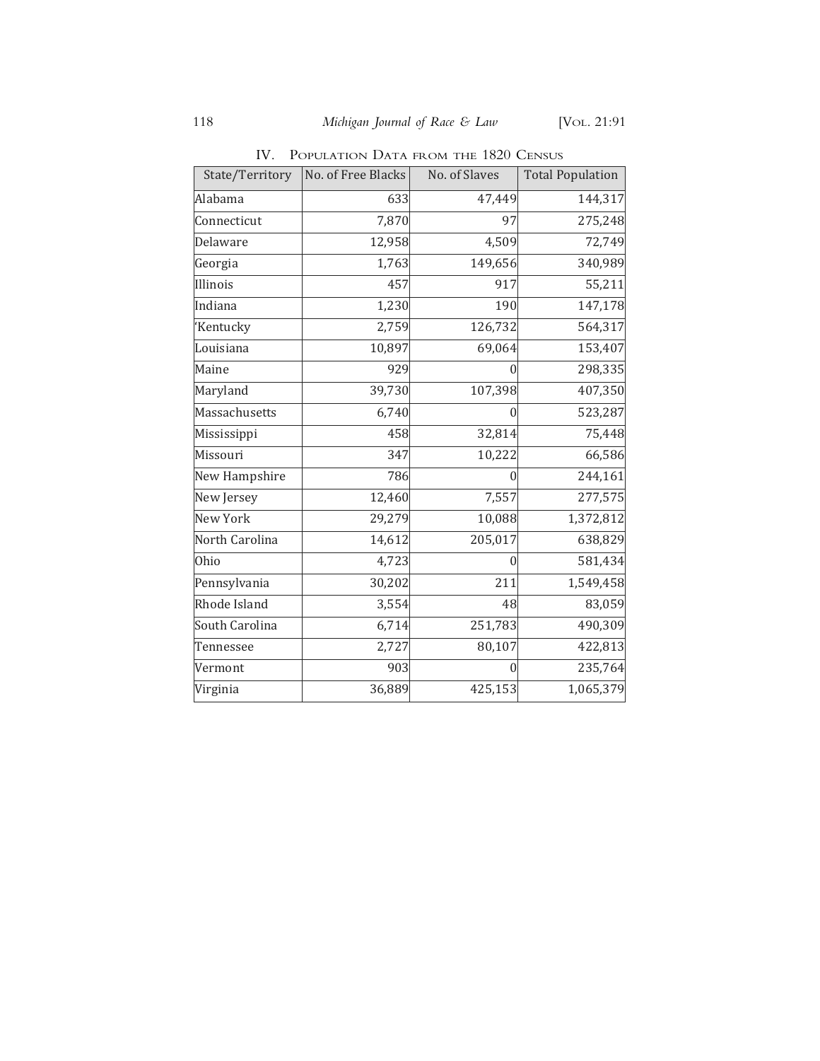## IV. Population Data from the 1820 Census

| State/Territory | No. of Free Blacks | No. of Slaves | Total Population |
|---|---|---|---|
| Alabama | 633 | 47,449 | 144,317 |
| Connecticut | 7,870 | 97 | 275,248 |
| Delaware | 12,958 | 4,509 | 72,749 |
| Georgia | 1,763 | 149,656 | 340,989 |
| Illinois | 457 | 917 | 55,211 |
| Indiana | 1,230 | 190 | 147,178 |
| 'Kentucky | 2,759 | 126,732 | 564,317 |
| Louisiana | 10,897 | 69,064 | 153,407 |
| Maine | 929 | 0 | 298,335 |
| Maryland | 39,730 | 107,398 | 407,350 |
| Massachusetts | 6,740 | 0 | 523,287 |
| Mississippi | 458 | 32,814 | 75,448 |
| Missouri | 347 | 10,222 | 66,586 |
| New Hampshire | 786 | 0 | 244,161 |
| New Jersey | 12,460 | 7,557 | 277,575 |
| New York | 29,279 | 10,088 | 1,372,812 |
| North Carolina | 14,612 | 205,017 | 638,829 |
| Ohio | 4,723 | 0 | 581,434 |
| Pennsylvania | 30,202 | 211 | 1,549,458 |
| Rhode Island | 3,554 | 48 | 83,059 |
| South Carolina | 6,714 | 251,783 | 490,309 |
| Tennessee | 2,727 | 80,107 | 422,813 |
| Vermont | 903 | 0 | 235,764 |
| Virginia | 36,889 | 425,153 | 1,065,379 |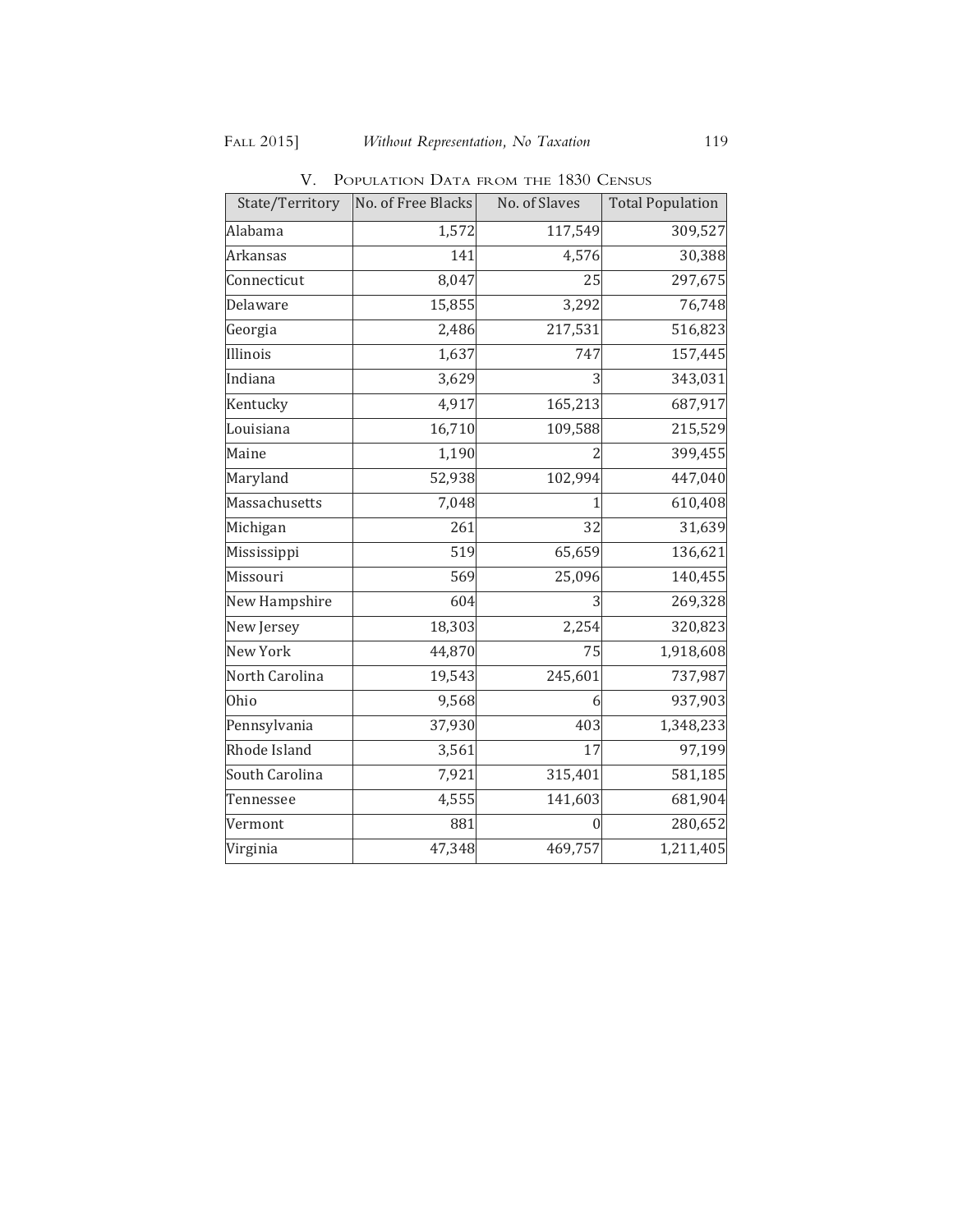## V. Population Data from the 1830 Census

| State/Territory | No. of Free Blacks | No. of Slaves | Total Population |
|---|---|---|---|
| Alabama | 1,572 | 117,549 | 309,527 |
| Arkansas | 141 | 4,576 | 30,388 |
| Connecticut | 8,047 | 25 | 297,675 |
| Delaware | 15,855 | 3,292 | 76,748 |
| Georgia | 2,486 | 217,531 | 516,823 |
| Illinois | 1,637 | 747 | 157,445 |
| Indiana | 3,629 | 3 | 343,031 |
| Kentucky | 4,917 | 165,213 | 687,917 |
| Louisiana | 16,710 | 109,588 | 215,529 |
| Maine | 1,190 | 2 | 399,455 |
| Maryland | 52,938 | 102,994 | 447,040 |
| Massachusetts | 7,048 | 1 | 610,408 |
| Michigan | 261 | 32 | 31,639 |
| Mississippi | 519 | 65,659 | 136,621 |
| Missouri | 569 | 25,096 | 140,455 |
| New Hampshire | 604 | 3 | 269,328 |
| New Jersey | 18,303 | 2,254 | 320,823 |
| New York | 44,870 | 75 | 1,918,608 |
| North Carolina | 19,543 | 245,601 | 737,987 |
| Ohio | 9,568 | 6 | 937,903 |
| Pennsylvania | 37,930 | 403 | 1,348,233 |
| Rhode Island | 3,561 | 17 | 97,199 |
| South Carolina | 7,921 | 315,401 | 581,185 |
| Tennessee | 4,555 | 141,603 | 681,904 |
| Vermont | 881 | 0 | 280,652 |
| Virginia | 47,348 | 469,757 | 1,211,405 |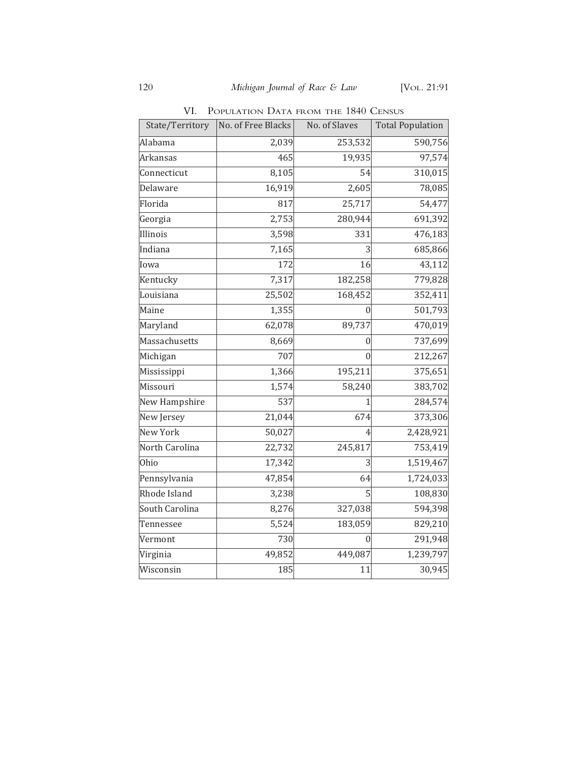## VI. Population Data from the 1840 Census

| State/Territory | No. of Free Blacks | No. of Slaves | Total Population |
|---|---|---|---|
| Alabama | 2,039 | 253,532 | 590,756 |
| Arkansas | 465 | 19,935 | 97,574 |
| Connecticut | 8,105 | 54 | 310,015 |
| Delaware | 16,919 | 2,605 | 78,085 |
| Florida | 817 | 25,717 | 54,477 |
| Georgia | 2,753 | 280,944 | 691,392 |
| Illinois | 3,598 | 331 | 476,183 |
| Indiana | 7,165 | 3 | 685,866 |
| Iowa | 172 | 16 | 43,112 |
| Kentucky | 7,317 | 182,258 | 779,828 |
| Louisiana | 25,502 | 168,452 | 352,411 |
| Maine | 1,355 | 0 | 501,793 |
| Maryland | 62,078 | 89,737 | 470,019 |
| Massachusetts | 8,669 | 0 | 737,699 |
| Michigan | 707 | 0 | 212,267 |
| Mississippi | 1,366 | 195,211 | 375,651 |
| Missouri | 1,574 | 58,240 | 383,702 |
| New Hampshire | 537 | 1 | 284,574 |
| New Jersey | 21,044 | 674 | 373,306 |
| New York | 50,027 | 4 | 2,428,921 |
| North Carolina | 22,732 | 245,817 | 753,419 |
| Ohio | 17,342 | 3 | 1,519,467 |
| Pennsylvania | 47,854 | 64 | 1,724,033 |
| Rhode Island | 3,238 | 5 | 108,830 |
| South Carolina | 8,276 | 327,038 | 594,398 |
| Tennessee | 5,524 | 183,059 | 829,210 |
| Vermont | 730 | 0 | 291,948 |
| Virginia | 49,852 | 449,087 | 1,239,797 |
| Wisconsin | 185 | 11 | 30,945 |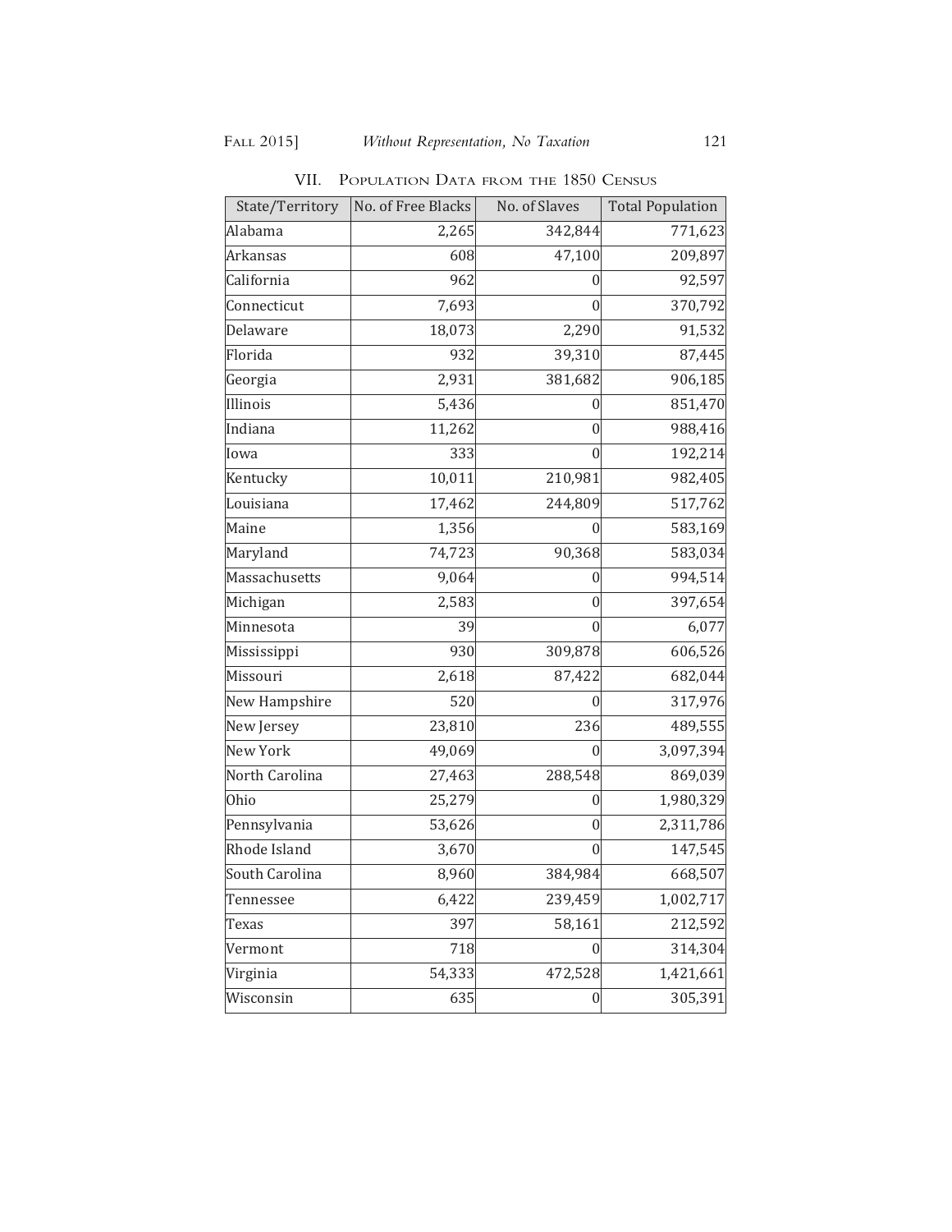## VII. Population Data from the 1850 Census

| State/Territory | No. of Free Blacks | No. of Slaves | Total Population |
|---|---|---|---|
| Alabama | 2,265 | 342,844 | 771,623 |
| Arkansas | 608 | 47,100 | 209,897 |
| California | 962 | 0 | 92,597 |
| Connecticut | 7,693 | 0 | 370,792 |
| Delaware | 18,073 | 2,290 | 91,532 |
| Florida | 932 | 39,310 | 87,445 |
| Georgia | 2,931 | 381,682 | 906,185 |
| Illinois | 5,436 | 0 | 851,470 |
| Indiana | 11,262 | 0 | 988,416 |
| Iowa | 333 | 0 | 192,214 |
| Kentucky | 10,011 | 210,981 | 982,405 |
| Louisiana | 17,462 | 244,809 | 517,762 |
| Maine | 1,356 | 0 | 583,169 |
| Maryland | 74,723 | 90,368 | 583,034 |
| Massachusetts | 9,064 | 0 | 994,514 |
| Michigan | 2,583 | 0 | 397,654 |
| Minnesota | 39 | 0 | 6,077 |
| Mississippi | 930 | 309,878 | 606,526 |
| Missouri | 2,618 | 87,422 | 682,044 |
| New Hampshire | 520 | 0 | 317,976 |
| New Jersey | 23,810 | 236 | 489,555 |
| New York | 49,069 | 0 | 3,097,394 |
| North Carolina | 27,463 | 288,548 | 869,039 |
| Ohio | 25,279 | 0 | 1,980,329 |
| Pennsylvania | 53,626 | 0 | 2,311,786 |
| Rhode Island | 3,670 | 0 | 147,545 |
| South Carolina | 8,960 | 384,984 | 668,507 |
| Tennessee | 6,422 | 239,459 | 1,002,717 |
| Texas | 397 | 58,161 | 212,592 |
| Vermont | 718 | 0 | 314,304 |
| Virginia | 54,333 | 472,528 | 1,421,661 |
| Wisconsin | 635 | 0 | 305,391 |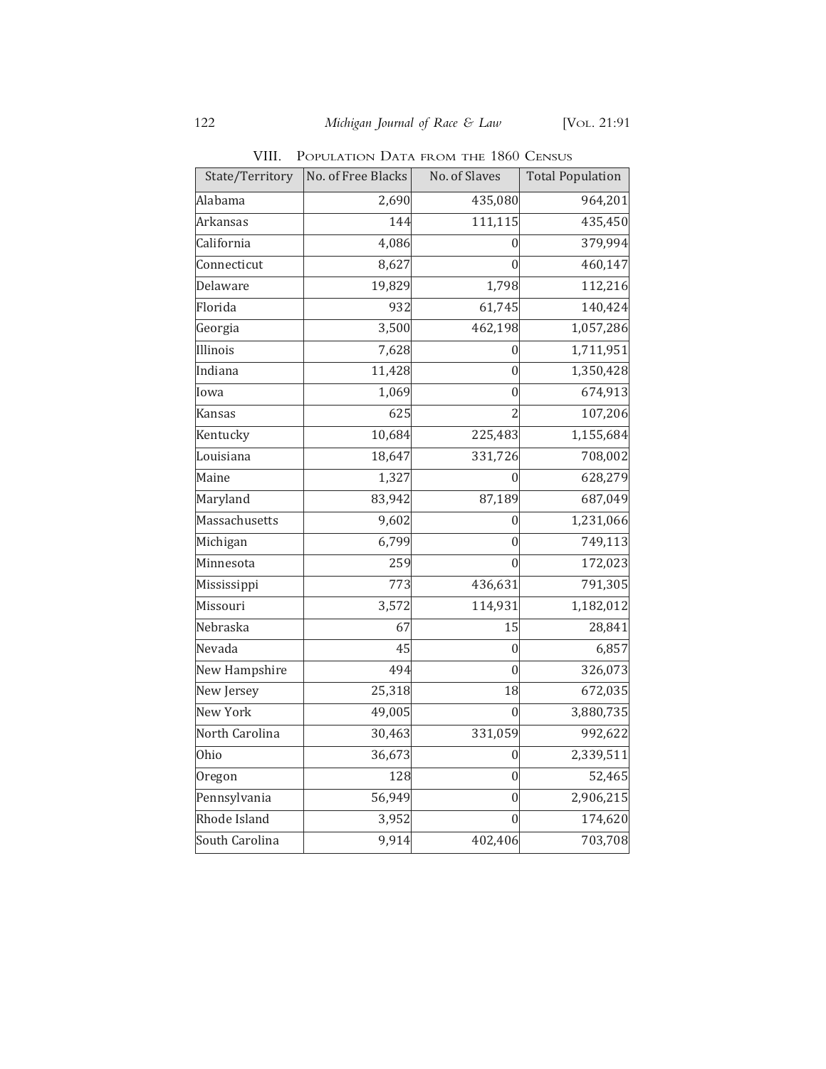## VIII. Population Data from the 1860 Census

| State/Territory | No. of Free Blacks | No. of Slaves | Total Population |
|---|---|---|---|
| Alabama | 2,690 | 435,080 | 964,201 |
| Arkansas | 144 | 111,115 | 435,450 |
| California | 4,086 | 0 | 379,994 |
| Connecticut | 8,627 | 0 | 460,147 |
| Delaware | 19,829 | 1,798 | 112,216 |
| Florida | 932 | 61,745 | 140,424 |
| Georgia | 3,500 | 462,198 | 1,057,286 |
| Illinois | 7,628 | 0 | 1,711,951 |
| Indiana | 11,428 | 0 | 1,350,428 |
| Iowa | 1,069 | 0 | 674,913 |
| Kansas | 625 | 2 | 107,206 |
| Kentucky | 10,684 | 225,483 | 1,155,684 |
| Louisiana | 18,647 | 331,726 | 708,002 |
| Maine | 1,327 | 0 | 628,279 |
| Maryland | 83,942 | 87,189 | 687,049 |
| Massachusetts | 9,602 | 0 | 1,231,066 |
| Michigan | 6,799 | 0 | 749,113 |
| Minnesota | 259 | 0 | 172,023 |
| Mississippi | 773 | 436,631 | 791,305 |
| Missouri | 3,572 | 114,931 | 1,182,012 |
| Nebraska | 67 | 15 | 28,841 |
| Nevada | 45 | 0 | 6,857 |
| New Hampshire | 494 | 0 | 326,073 |
| New Jersey | 25,318 | 18 | 672,035 |
| New York | 49,005 | 0 | 3,880,735 |
| North Carolina | 30,463 | 331,059 | 992,622 |
| Ohio | 36,673 | 0 | 2,339,511 |
| Oregon | 128 | 0 | 52,465 |
| Pennsylvania | 56,949 | 0 | 2,906,215 |
| Rhode Island | 3,952 | 0 | 174,620 |
| South Carolina | 9,914 | 402,406 | 703,708 |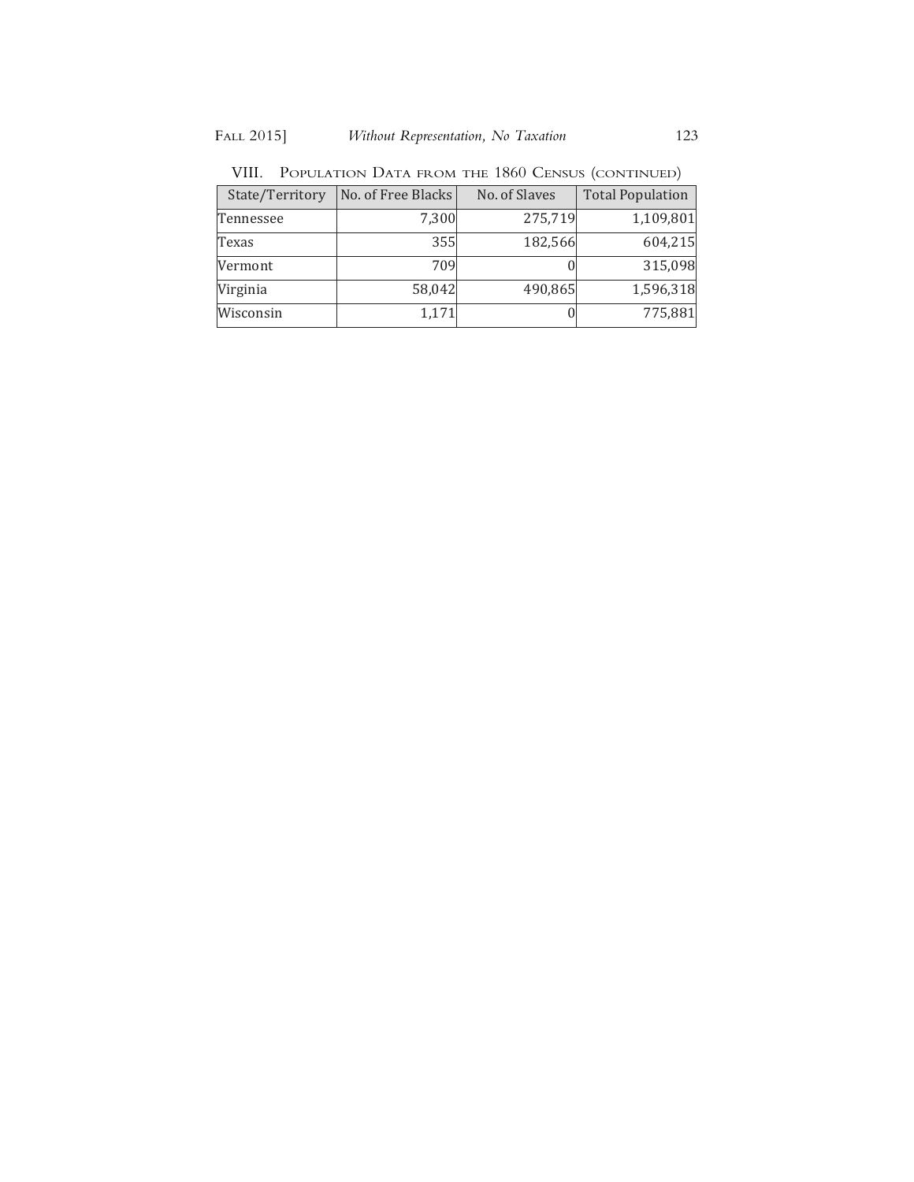VIII. Population Data from the 1860 Census (continued)

| State/Territory | No. of Free Blacks | No. of Slaves | Total Population |
| --- | --- | --- | --- |
| Tennessee | 7,300 | 275,719 | 1,109,801 |
| Texas | 355 | 182,566 | 604,215 |
| Vermont | 709 | 0 | 315,098 |
| Virginia | 58,042 | 490,865 | 1,596,318 |
| Wisconsin | 1,171 | 0 | 775,881 |